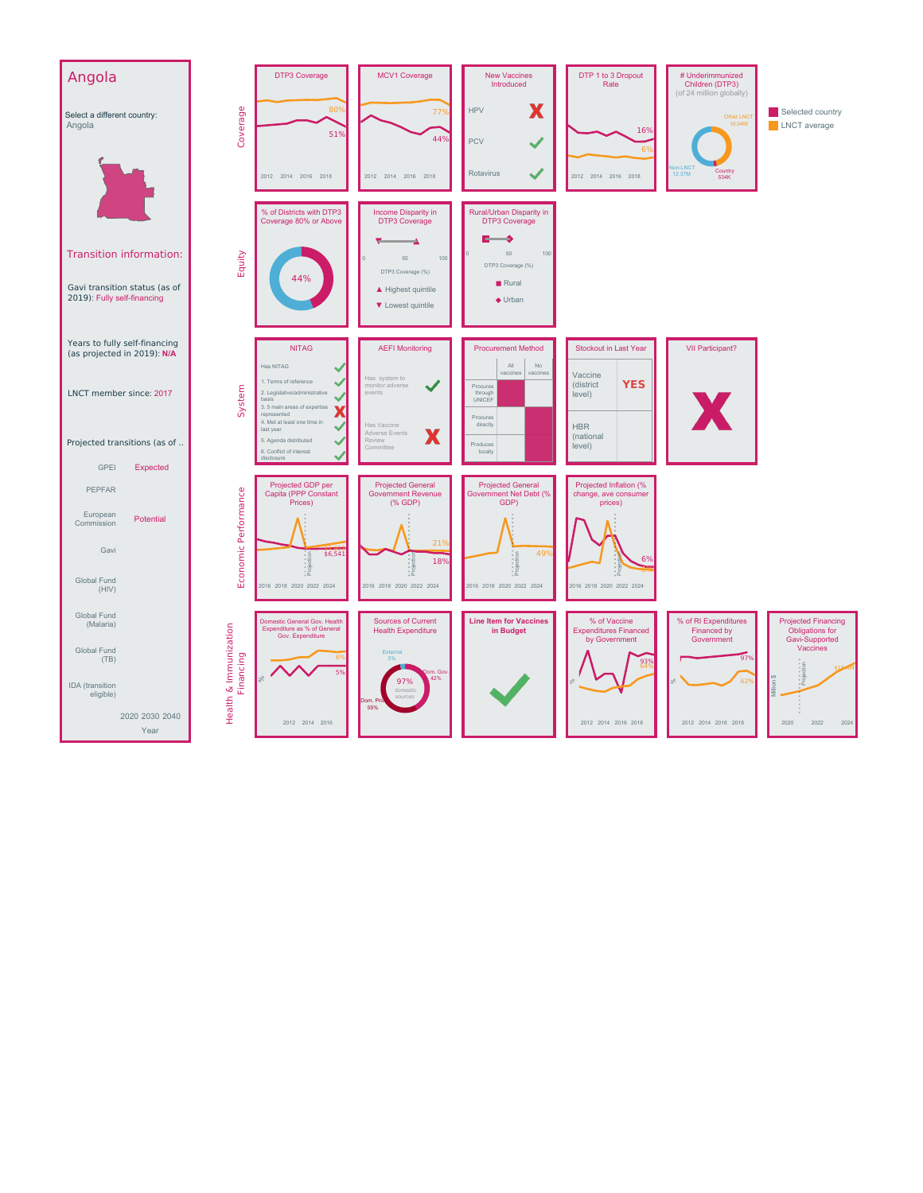# Angola

Select a different country:
Angola

## Transition information:

Gavi transition status (as of 2019): Fully self-financing

Years to fully self-financing (as projected in 2019): **N/A**

LNCT member since: 2017

Projected transitions (as of ..

| | |
|---|---|
| GPEI | Expected |
| PEPFAR | |
| European Commission | Potential |
| Gavi | |
| Global Fund (HIV) | |
| Global Fund (Malaria) | |
| Global Fund (TB) | |
| IDA (transition eligible) | |

2020 2030 2040
Year

Selected country
LNCT average

## Coverage

**DTP3 Coverage**
80%
51%
2012 2014 2016 2018

**MCV1 Coverage**
77%
44%
2012 2014 2016 2018

**New Vaccines Introduced**

| Vaccine | Introduced |
|---|---|
| HPV | ✗ |
| PCV | ✓ |
| Rotavirus | ✓ |

**DTP 1 to 3 Dropout Rate**
16%
6%
2012 2014 2016 2018

**# Underimmunized Children (DTP3)**
(of 24 million globally)
Other LNCT 10.04M
Non-LNCT 12.37M
Country 534K

## Equity

**% of Districts with DTP3 Coverage 80% or Above**
44%

**Income Disparity in DTP3 Coverage**
0 50 100
DTP3 Coverage (%)
▲ Highest quintile
▼ Lowest quintile

**Rural/Urban Disparity in DTP3 Coverage**
0 50 100
DTP3 Coverage (%)
■ Rural
◆ Urban

## System

**NITAG**

| Item | Status |
|---|---|
| Has NITAG | ✓ |
| 1. Terms of reference | ✓ |
| 2. Legislative/administrative basis | ✓ |
| 3. 5 main areas of expertise represented | ✗ |
| 4. Met at least one time in last year | ✓ |
| 5. Agenda distributed | ✓ |
| 6. Conflict of interest disclosure | ✓ |

**AEFI Monitoring**

| Item | Status |
|---|---|
| Has system to monitor adverse events | ✓ |
| Has Vaccine Adverse Events Review Committee | ✗ |

**Procurement Method**

| | All vaccines | No vaccines |
|---|---|---|
| Procures through UNICEF | ■ | |
| Procures directly | | ■ |
| Produces locally | | ■ |

**Stockout in Last Year**

| | |
|---|---|
| Vaccine (district level) | YES |
| HBR (national level) | |

**VII Participant?**
✗

## Economic Performance

**Projected GDP per Capita (PPP Constant Prices)**
$6,541
2016 2018 2020 2022 2024 (Projection)

**Projected General Government Revenue (% GDP)**
21%
18%
2016 2018 2020 2022 2024 (Projection)

**Projected General Government Net Debt (% GDP)**
49%
2016 2018 2020 2022 2024 (Projection)

**Projected Inflation (% change, ave consumer prices)**
6%
2016 2018 2020 2022 2024 (Projection)

## Health & Immunization Financing

**Domestic General Gov. Health Expenditure as % of General Gov. Expenditure**
6%
5%
2012 2014 2016

**Sources of Current Health Expenditure**
External 3%
Dom. Gov. 42%
Dom. Priv. 55%
97% domestic sources

**Line Item for Vaccines in Budget**
✓

**% of Vaccine Expenditures Financed by Government**
93%
64%
2012 2014 2016 2018

**% of RI Expenditures Financed by Government**
97%
62%
2012 2014 2016 2018

**Projected Financing Obligations for Gavi-Supported Vaccines**
Million $
2020 2022 2024 (Projection)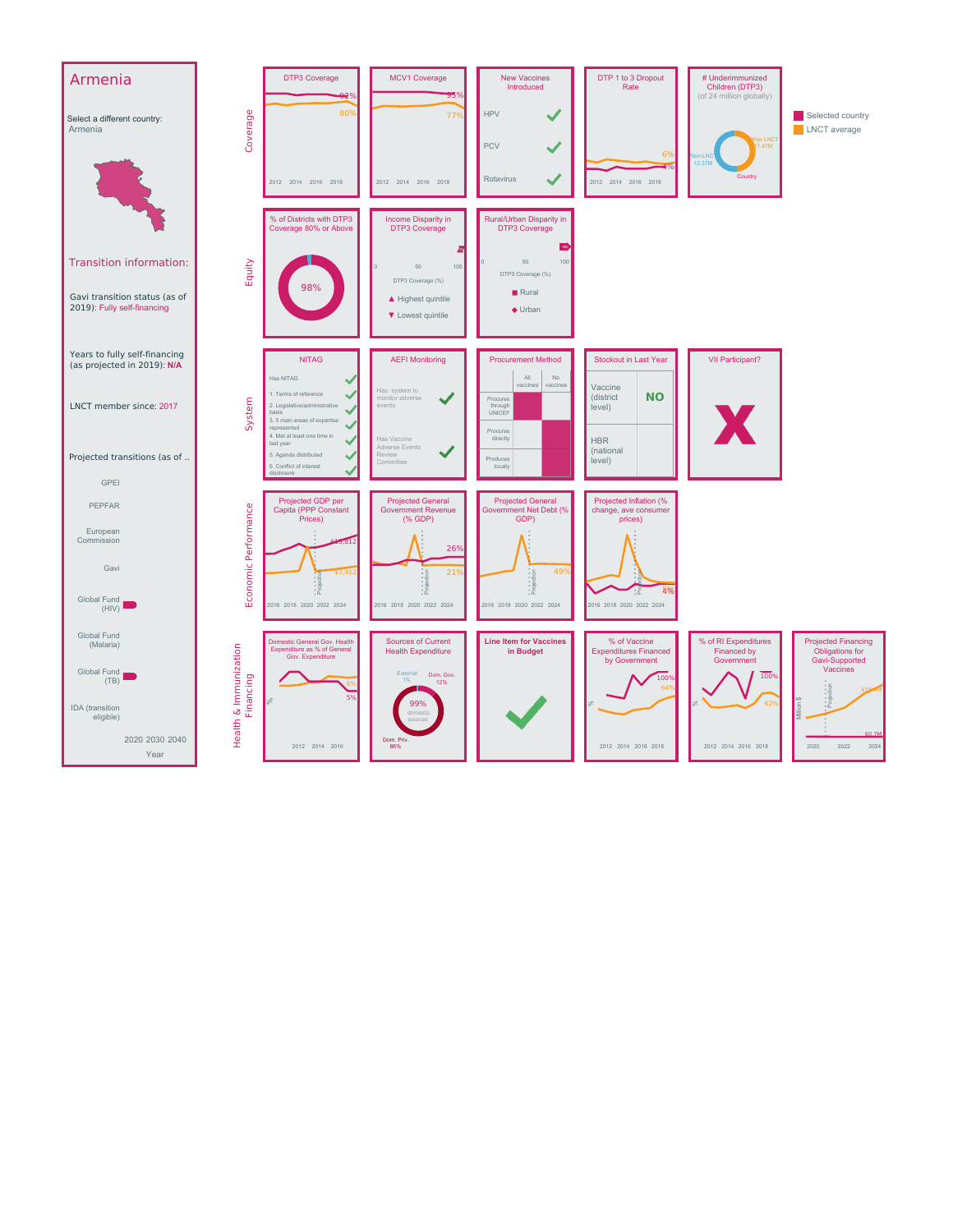# Armenia

Select a different country:
Armenia

## Transition information:

Gavi transition status (as of 2019): Fully self-financing

Years to fully self-financing (as projected in 2019): N/A

LNCT member since: 2017

Projected transitions (as of ..

GPEI

PEPFAR

European Commission

Gavi

Global Fund (HIV)

Global Fund (Malaria)

Global Fund (TB)

IDA (transition eligible)

2020 2030 2040

Year

Selected country

LNCT average

## Coverage

**DTP3 Coverage**: 92%, 80% (2012 2014 2016 2018)

**MCV1 Coverage**: 95%, 77% (2012 2014 2016 2018)

**New Vaccines Introduced**

- HPV ✓
- PCV ✓
- Rotavirus ✓

**DTP 1 to 3 Dropout Rate**: 6%, 1% (2012 2014 2016 2018)

**# Underimmunized Children (DTP3)** (of 24 million globally)

Other LNCT 1.47M; Non-LNCT 12.37M; Country

## Equity

**% of Districts with DTP3 Coverage 80% or Above**: 98%

**Income Disparity in DTP3 Coverage**

DTP3 Coverage (%) 0 50 100

▲ Highest quintile
▼ Lowest quintile

**Rural/Urban Disparity in DTP3 Coverage**

DTP3 Coverage (%) 0 50 100

■ Rural
◆ Urban

## System

**NITAG**

| Has NITAG | ✓ |
|---|---|
| 1. Terms of reference | ✓ |
| 2. Legislative/administrative basis | ✓ |
| 3. 5 main areas of expertise represented | ✓ |
| 4. Met at least one time in last year | ✓ |
| 5. Agenda distributed | ✓ |
| 6. Conflict of interest disclosure | ✓ |

**AEFI Monitoring**

| Has system to monitor adverse events | ✓ |
|---|---|
| Has Vaccine Adverse Events Review Committee | ✓ |

**Procurement Method**

| | All vaccines | No vaccines |
|---|---|---|
| Procures through UNICEF | ■ | |
| Procures directly | | ■ |
| Produces locally | | ■ |

**Stockout in Last Year**

| Vaccine (district level) | NO |
|---|---|
| HBR (national level) | |

**VII Participant?** ✗

## Economic Performance

**Projected GDP per Capita (PPP Constant Prices)**: $15,812; $7,912 (2016 2018 2020 2022 2024; Projection)

**Projected General Government Revenue (% GDP)**: 26%; 21% (2016 2018 2020 2022 2024; Projection)

**Projected General Government Net Debt (% GDP)**: 49% (2016 2018 2020 2022 2024; Projection)

**Projected Inflation (% change, ave consumer prices)**: 4%; 4% (2016 2018 2020 2022 2024; Projection)

## Health & Immunization Financing

**Domestic General Gov. Health Expenditure as % of General Gov. Expenditure**: 6%; 5% (2012 2014 2016)

**Sources of Current Health Expenditure**: 99% domestic sources; External 1%; Dom. Gov. 12%; Dom. Priv. 86%

**Line Item for Vaccines in Budget** ✓

**% of Vaccine Expenditures Financed by Government**: 100%; 64% (2012 2014 2016 2018)

**% of RI Expenditures Financed by Government**: 100%; 62% (2012 2014 2016 2018)

**Projected Financing Obligations for Gavi-Supported Vaccines** (Million $): $19.4M; $0.7M (2020 2022 2024; Projection)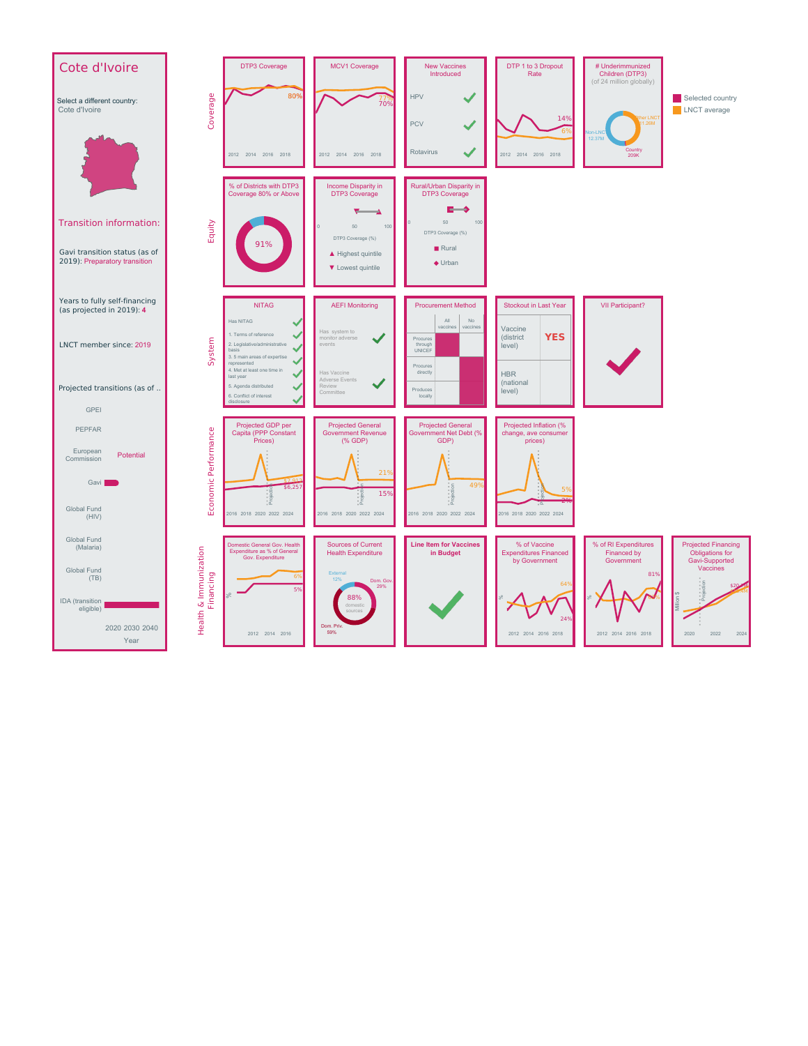# Cote d'Ivoire

Select a different country:
Cote d'Ivoire

## Transition information:

Gavi transition status (as of 2019): Preparatory transition

Years to fully self-financing (as projected in 2019): 4

LNCT member since: 2019

Projected transitions (as of ..

| | |
|---|---|
| GPEI | |
| PEPFAR | |
| European Commission | Potential |
| Gavi | |
| Global Fund (HIV) | |
| Global Fund (Malaria) | |
| Global Fund (TB) | |
| IDA (transition eligible) | |

2020 2030 2040
Year

Selected country
LNCT average

## Coverage

**DTP3 Coverage** — 80% (2012–2018)

**MCV1 Coverage** — 77%, 70% (2012–2018)

**New Vaccines Introduced**
- HPV ✓
- PCV ✓
- Rotavirus ✓

**DTP 1 to 3 Dropout Rate** — 14%, 6% (2012–2018)

**# Underimmunized Children (DTP3)** (of 24 million globally)
- Other LNCT 11.26M
- Non-LNCT 12.37M
- Country 209K

## Equity

**% of Districts with DTP3 Coverage 80% or Above** — 91%

**Income Disparity in DTP3 Coverage**
DTP3 Coverage (%) 0–100
- ▲ Highest quintile
- ▼ Lowest quintile

**Rural/Urban Disparity in DTP3 Coverage**
DTP3 Coverage (%) 0–100
- ■ Rural
- ◆ Urban

## System

**NITAG**
- Has NITAG ✓
- 1. Terms of reference ✓
- 2. Legislative/administrative basis ✓
- 3. 5 main areas of expertise represented ✓
- 4. Met at least one time in last year ✓
- 5. Agenda distributed ✓
- 6. Conflict of interest disclosure ✓

**AEFI Monitoring**
- Has system to monitor adverse events ✓
- Has Vaccine Adverse Events Review Committee ✓

**Procurement Method**

| | All vaccines | No vaccines |
|---|---|---|
| Procures through UNICEF | ■ | |
| Procures directly | | ■ |
| Produces locally | | ■ |

**Stockout in Last Year**
- Vaccine (district level): YES
- HBR (national level):

**VII Participant?** ✓

## Economic Performance

**Projected GDP per Capita (PPP Constant Prices)** — $7,010, $6,257 (2016–2024, Projection)

**Projected General Government Revenue (% GDP)** — 21%, 15% (2016–2024, Projection)

**Projected General Government Net Debt (% GDP)** — 49% (2016–2024, Projection)

**Projected Inflation (% change, ave consumer prices)** — 5%, 2% (2016–2024, Projection)

## Health & Immunization Financing

**Domestic General Gov. Health Expenditure as % of General Gov. Expenditure** — 6%, 5% (2012–2016)

**Sources of Current Health Expenditure**
- 88% domestic sources
- External 12%
- Dom. Gov. 29%
- Dom. Priv. 59%

**Line Item for Vaccines in Budget** ✓

**% of Vaccine Expenditures Financed by Government** — 64%, 24% (2012–2018)

**% of RI Expenditures Financed by Government** — 81%, 63% (2012–2018)

**Projected Financing Obligations for Gavi-Supported Vaccines** (Million $) — $20.1M, $20.0M (2020–2024, Projection)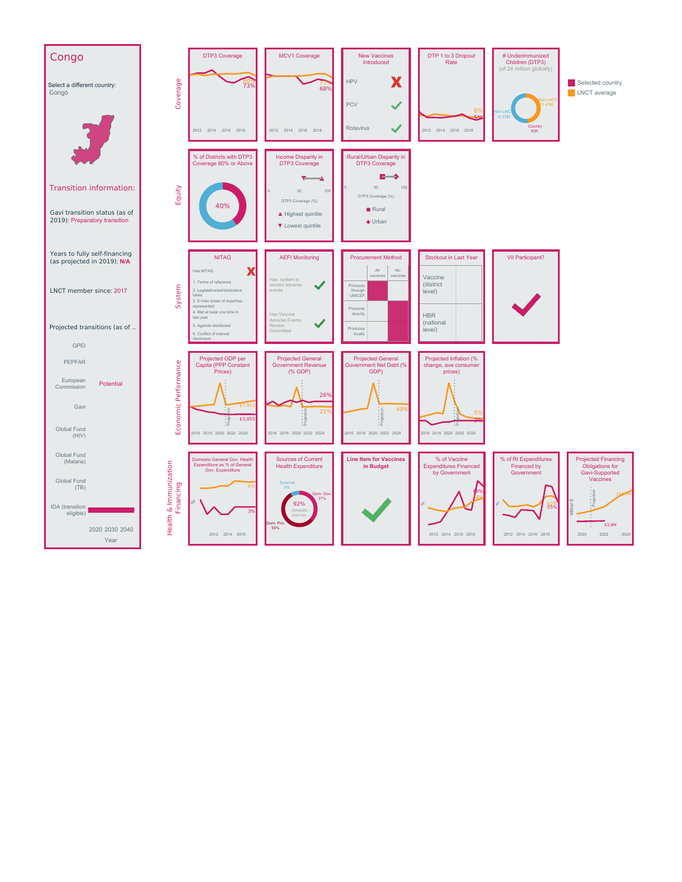# Congo

Select a different country:
Congo

**Transition information:**

Gavi transition status (as of 2019): Preparatory transition

Years to fully self-financing (as projected in 2019): **N/A**

LNCT member since: 2017

Projected transitions (as of ..

| | |
|---|---|
| GPEI | |
| PEPFAR | |
| European Commission | Potential |
| Gavi | |
| Global Fund (HIV) | |
| Global Fund (Malaria) | |
| Global Fund (TB) | |
| IDA (transition eligible) | |

2020 2030 2040
Year

Legend: Selected country; LNCT average

## Coverage

**DTP3 Coverage**
2012 2014 2016 2018
80%
73%

**MCV1 Coverage**
2012 2014 2016 2018
77%
68%

**New Vaccines Introduced**

| Vaccine | Introduced |
|---|---|
| HPV | ✗ |
| PCV | ✓ |
| Rotavirus | ✓ |

**DTP 1 to 3 Dropout Rate**
2012 2014 2016 2018
6%
5%

**# Underimmunized Children (DTP3)** (of 24 million globally)
Non-LNCT 12.37M
Other LNCT 11.41M
Country 63K

## Equity

**% of Districts with DTP3 Coverage 80% or Above**
40%

**Income Disparity in DTP3 Coverage**
0 50 100
DTP3 Coverage (%)
▲ Highest quintile
▼ Lowest quintile

**Rural/Urban Disparity in DTP3 Coverage**
0 50 100
DTP3 Coverage (%)
■ Rural
◆ Urban

## System

**NITAG**
Has NITAG ✗
1. Terms of reference
2. Legislative/administrative basis
3. 5 main areas of expertise represented
4. Met at least one time in last year
5. Agenda distributed
6. Conflict of interest disclosure

**AEFI Monitoring**
Has system to monitor adverse events ✓
Has Vaccine Adverse Events Review Committee ✓

**Procurement Method**

| | All vaccines | No vaccines |
|---|---|---|
| Procures through UNICEF | ■ | |
| Procures directly | | ■ |
| Produces locally | | ■ |

**Stockout in Last Year**
Vaccine (district level)
HBR (national level)

**VII Participant?**
✓

## Economic Performance

**Projected GDP per Capita (PPP Constant Prices)**
2016 2018 2020 2022 2024
$7,912
$3,855

**Projected General Government Revenue (% GDP)**
2016 2018 2020 2022 2024
26%
21%

**Projected General Government Net Debt (% GDP)**
2016 2018 2020 2022 2024
49%

**Projected Inflation (% change, ave consumer prices)**
2016 2018 2020 2022 2024
5%
3%

## Health & Immunization Financing

**Domestic General Gov. Health Expenditure as % of General Gov. Expenditure**
2012 2014 2016
6%
3%

**Sources of Current Health Expenditure**
External 8%
Dom. Gov. 37%
Dom. Priv. 55%
92% domestic sources

**Line Item for Vaccines in Budget**
✓

**% of Vaccine Expenditures Financed by Government**
2012 2014 2016 2018
63%
44%

**% of RI Expenditures Financed by Government**
2012 2014 2016 2018
62%
55%

**Projected Financing Obligations for Gavi-Supported Vaccines**
Million $
2020 2022 2024
$15.9M
$3.8M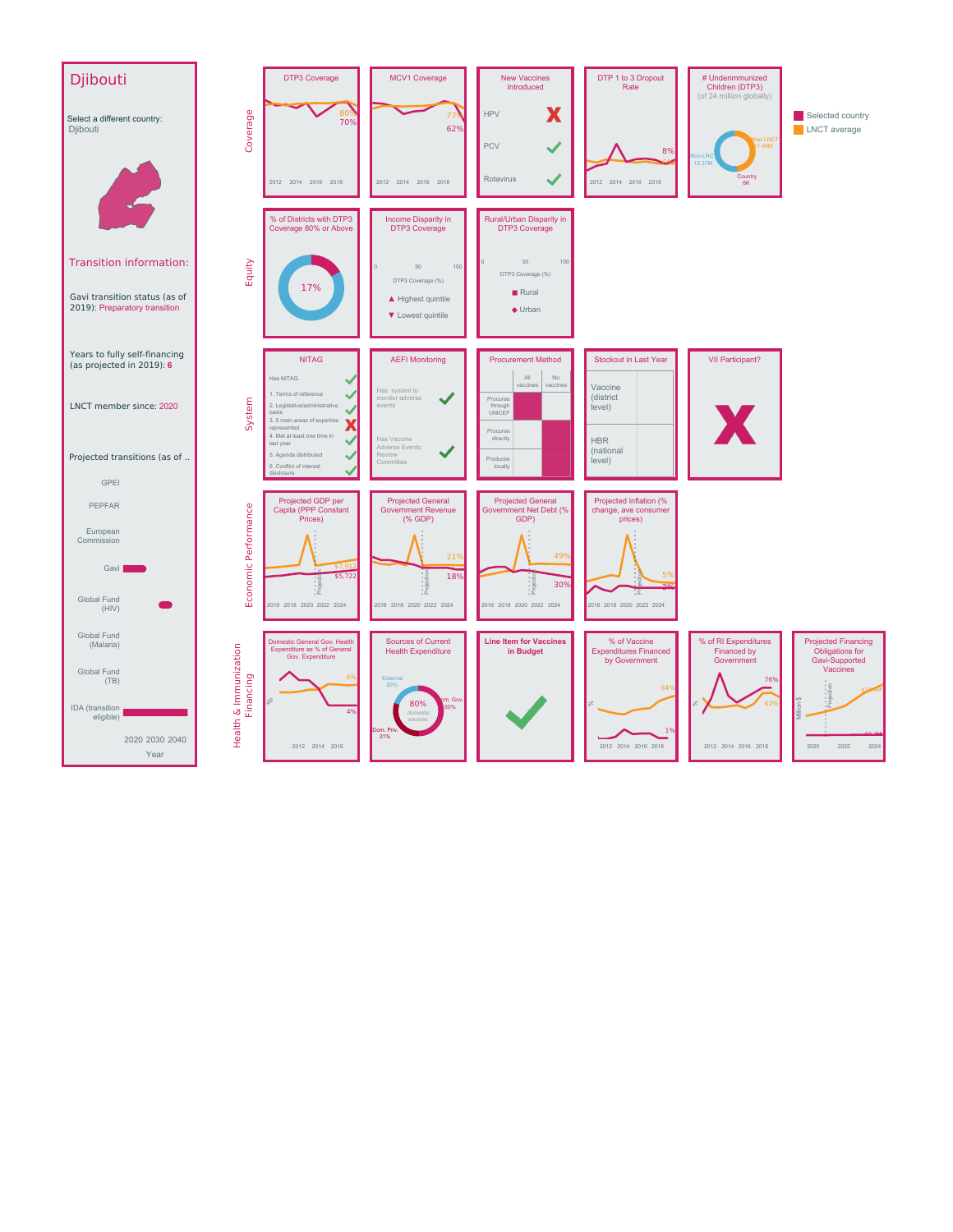# Djibouti

Select a different country:
Djibouti

## Transition information:

Gavi transition status (as of 2019): Preparatory transition

Years to fully self-financing (as projected in 2019): 6

LNCT member since: 2020

Projected transitions (as of ..

GPEI

PEPFAR

European Commission

Gavi

Global Fund (HIV)

Global Fund (Malaria)

Global Fund (TB)

IDA (transition eligible)

2020 2030 2040

Year

Selected country

LNCT average

## Coverage

**DTP3 Coverage**

80%
70%

2012 2014 2016 2018

**MCV1 Coverage**

77%
62%

2012 2014 2016 2018

**New Vaccines Introduced**

| Vaccine | Introduced |
| --- | --- |
| HPV | ✗ |
| PCV | ✓ |
| Rotavirus | ✓ |

**DTP 1 to 3 Dropout Rate**

8%

2012 2014 2016 2018

**# Underimmunized Children (DTP3)**
(of 24 million globally)

Other LNCT 1.46M
Non-LNCT 12.37M
Country 6K

## Equity

**% of Districts with DTP3 Coverage 80% or Above**

17%

**Income Disparity in DTP3 Coverage**

0 50 100

DTP3 Coverage (%)

▲ Highest quintile
▼ Lowest quintile

**Rural/Urban Disparity in DTP3 Coverage**

0 50 100

DTP3 Coverage (%)

■ Rural
◆ Urban

## System

**NITAG**

| Item | Status |
| --- | --- |
| Has NITAG | ✓ |
| 1. Terms of reference | ✓ |
| 2. Legislative/administrative basis | ✓ |
| 3. 5 main areas of expertise represented | ✗ |
| 4. Met at least one time in last year | ✓ |
| 5. Agenda distributed | ✓ |
| 6. Conflict of interest disclosure | ✓ |

**AEFI Monitoring**

| Item | Status |
| --- | --- |
| Has system to monitor adverse events | ✓ |
| Has Vaccine Adverse Events Review Committee | ✓ |

**Procurement Method**

| | All vaccines | No vaccines |
| --- | --- | --- |
| Procures through UNICEF | ■ | |
| Procures directly | | ■ |
| Produces locally | | ■ |

**Stockout in Last Year**

Vaccine (district level)

HBR (national level)

**VII Participant?**

✗

## Economic Performance

**Projected GDP per Capita (PPP Constant Prices)**

$7,912
$5,722

Projection

2016 2018 2020 2022 2024

**Projected General Government Revenue (% GDP)**

21%
18%

Projection

2016 2018 2020 2022 2024

**Projected General Government Net Debt (% GDP)**

49%
30%

Projection

2016 2018 2020 2022 2024

**Projected Inflation (% change, ave consumer prices)**

5%
3%

Projection

2016 2018 2020 2022 2024

## Health & Immunization Financing

**Domestic General Gov. Health Expenditure as % of General Gov. Expenditure**

6%
4%

%

2012 2014 2016

**Sources of Current Health Expenditure**

80% domestic sources

External 20%
Dom. Gov. 50%
Dom. Priv. 31%

**Line Item for Vaccines in Budget**

✓

**% of Vaccine Expenditures Financed by Government**

64%
1%

%

2012 2014 2016 2018

**% of RI Expenditures Financed by Government**

76%
62%

%

2012 2014 2016 2018

**Projected Financing Obligations for Gavi-Supported Vaccines**

Million $

Projection

2020 2022 2024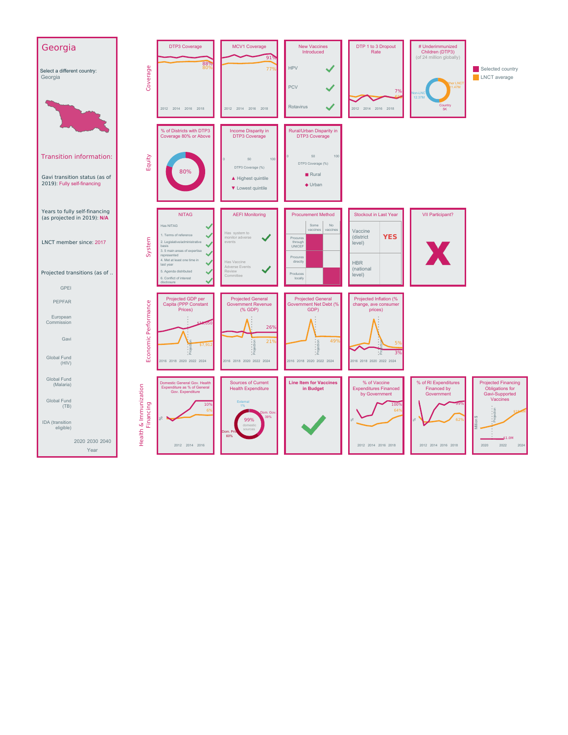# Georgia

Select a different country:
Georgia

## Transition information:

Gavi transition status (as of 2019): Fully self-financing

Years to fully self-financing (as projected in 2019): N/A

LNCT member since: 2017

Projected transitions (as of ..

- GPEI
- PEPFAR
- European Commission
- Gavi
- Global Fund (HIV)
- Global Fund (Malaria)
- Global Fund (TB)
- IDA (transition eligible)

2020 2030 2040
Year

Legend: Selected country / LNCT average

## Coverage

**DTP3 Coverage** — 88% / 80% (2012–2018)

**MCV1 Coverage** — 91% / 77% (2012–2018)

**New Vaccines Introduced**

- HPV ✓
- PCV ✓
- Rotavirus ✓

**DTP 1 to 3 Dropout Rate** — 7% / 6% (2012–2018)

**# Underimmunized Children (DTP3)** (of 24 million globally)

- Other LNCT 1.47M
- Non-LNCT 12.37M
- Country 5K

## Equity

**% of Districts with DTP3 Coverage 80% or Above** — 80%

**Income Disparity in DTP3 Coverage** — DTP3 Coverage (%) 0 / 50 / 100; ▲ Highest quintile; ▼ Lowest quintile

**Rural/Urban Disparity in DTP3 Coverage** — DTP3 Coverage (%) 0 / 50 / 100; ■ Rural; ◆ Urban

## System

**NITAG**

- Has NITAG ✓
- 1. Terms of reference ✓
- 2. Legislative/administrative basis ✓
- 3. 5 main areas of expertise represented ✓
- 4. Met at least one time in last year ✓
- 5. Agenda distributed ✓
- 6. Conflict of interest disclosure ✓

**AEFI Monitoring**

- Has system to monitor adverse events ✓
- Has Vaccine Adverse Events Review Committee ✓

**Procurement Method**

| | Some vaccines | No vaccines |
|---|---|---|
| Procures through UNICEF | ■ | |
| Procures directly | ■ | |
| Produces locally | | ■ |

**Stockout in Last Year**

| | |
|---|---|
| Vaccine (district level) | YES |
| HBR (national level) | |

**VII Participant?** — X

## Economic Performance

**Projected GDP per Capita (PPP Constant Prices)** — $16,050 / $7,912 (2016–2024, Projection)

**Projected General Government Revenue (% GDP)** — 26% / 21% (2016–2024, Projection)

**Projected General Government Net Debt (% GDP)** — 49% (2016–2024, Projection)

**Projected Inflation (% change, ave consumer prices)** — 5% / 3% (2016–2024, Projection)

## Health & Immunization Financing

**Domestic General Gov. Health Expenditure as % of General Gov. Expenditure** — 10% / 6% (2012–2016)

**Sources of Current Health Expenditure** — 99% domestic sources; External 1%; Dom. Gov. 39%; Dom. Priv. 60%

**Line Item for Vaccines in Budget** — ✓

**% of Vaccine Expenditures Financed by Government** — 100% / 64% (2012–2018)

**% of RI Expenditures Financed by Government** — 99% / 62% (2012–2018)

**Projected Financing Obligations for Gavi-Supported Vaccines** (Million $) — $1.0M / $15.9M (2020–2024, Projection)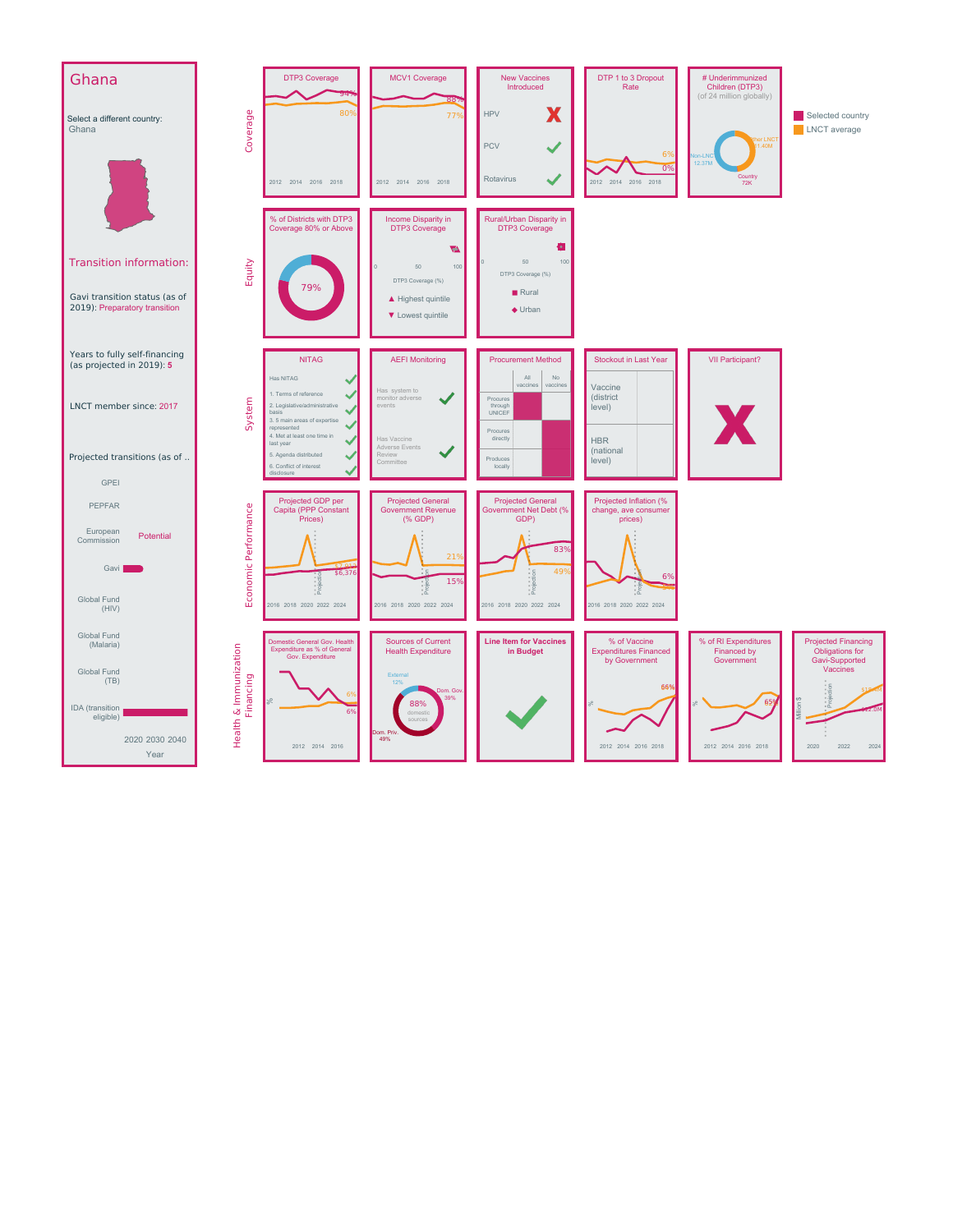# Ghana

Select a different country:
Ghana

Transition information:

Gavi transition status (as of 2019): Preparatory transition

Years to fully self-financing (as projected in 2019): 5

LNCT member since: 2017

Projected transitions (as of ..

GPEI

PEPFAR

European Commission — Potential

Gavi

Global Fund (HIV)

Global Fund (Malaria)

Global Fund (TB)

IDA (transition eligible)

2020 2030 2040
Year

Selected country
LNCT average

## Coverage

**DTP3 Coverage** — 94%, 80% (2012–2018)

**MCV1 Coverage** — 88%, 77% (2012–2018)

**New Vaccines Introduced**

| Vaccine | Introduced |
|---|---|
| HPV | ✗ |
| PCV | ✓ |
| Rotavirus | ✓ |

**DTP 1 to 3 Dropout Rate** — 6%, 0% (2012–2018)

**# Underimmunized Children (DTP3)** (of 24 million globally) — Other LNCT 1.40M; Non-LNCT 12.37M; Country 72K

## Equity

**% of Districts with DTP3 Coverage 80% or Above** — 79%

**Income Disparity in DTP3 Coverage** — DTP3 Coverage (%): 0, 50, 100; ▲ Highest quintile; ▼ Lowest quintile

**Rural/Urban Disparity in DTP3 Coverage** — DTP3 Coverage (%): 0, 50, 100; ■ Rural; ◆ Urban

## System

**NITAG**

| Item | Status |
|---|---|
| Has NITAG | ✓ |
| 1. Terms of reference | ✓ |
| 2. Legislative/administrative basis | ✓ |
| 3. 5 main areas of expertise represented | ✓ |
| 4. Met at least one time in last year | ✓ |
| 5. Agenda distributed | ✓ |
| 6. Conflict of interest disclosure | ✓ |

**AEFI Monitoring**

| Item | Status |
|---|---|
| Has system to monitor adverse events | ✓ |
| Has Vaccine Adverse Events Review Committee | ✓ |

**Procurement Method**

| | All vaccines | No vaccines |
|---|---|---|
| Procures through UNICEF | ■ | |
| Procures directly | | ■ |
| Produces locally | | ■ |

**Stockout in Last Year**

| | |
|---|---|
| Vaccine (district level) | |
| HBR (national level) | |

**VII Participant?** — ✗

## Economic Performance

**Projected GDP per Capita (PPP Constant Prices)** — $6,376 (2016–2024, Projection)

**Projected General Government Revenue (% GDP)** — 21%, 15% (2016–2024, Projection)

**Projected General Government Net Debt (% GDP)** — 83%, 49% (2016–2024, Projection)

**Projected Inflation (% change, ave consumer prices)** — 6% (2016–2024, Projection)

## Health & Immunization Financing

**Domestic General Gov. Health Expenditure as % of General Gov. Expenditure** — 6%, 6% (2012–2016)

**Sources of Current Health Expenditure** — 88% domestic sources; External 12%; Dom. Gov. 39%; Dom. Priv. 49%

**Line Item for Vaccines in Budget** — ✓

**% of Vaccine Expenditures Financed by Government** — 66% (2012–2018)

**% of RI Expenditures Financed by Government** — 65% (2012–2018)

**Projected Financing Obligations for Gavi-Supported Vaccines** — Million $; $2.0M (2020–2024, Projection)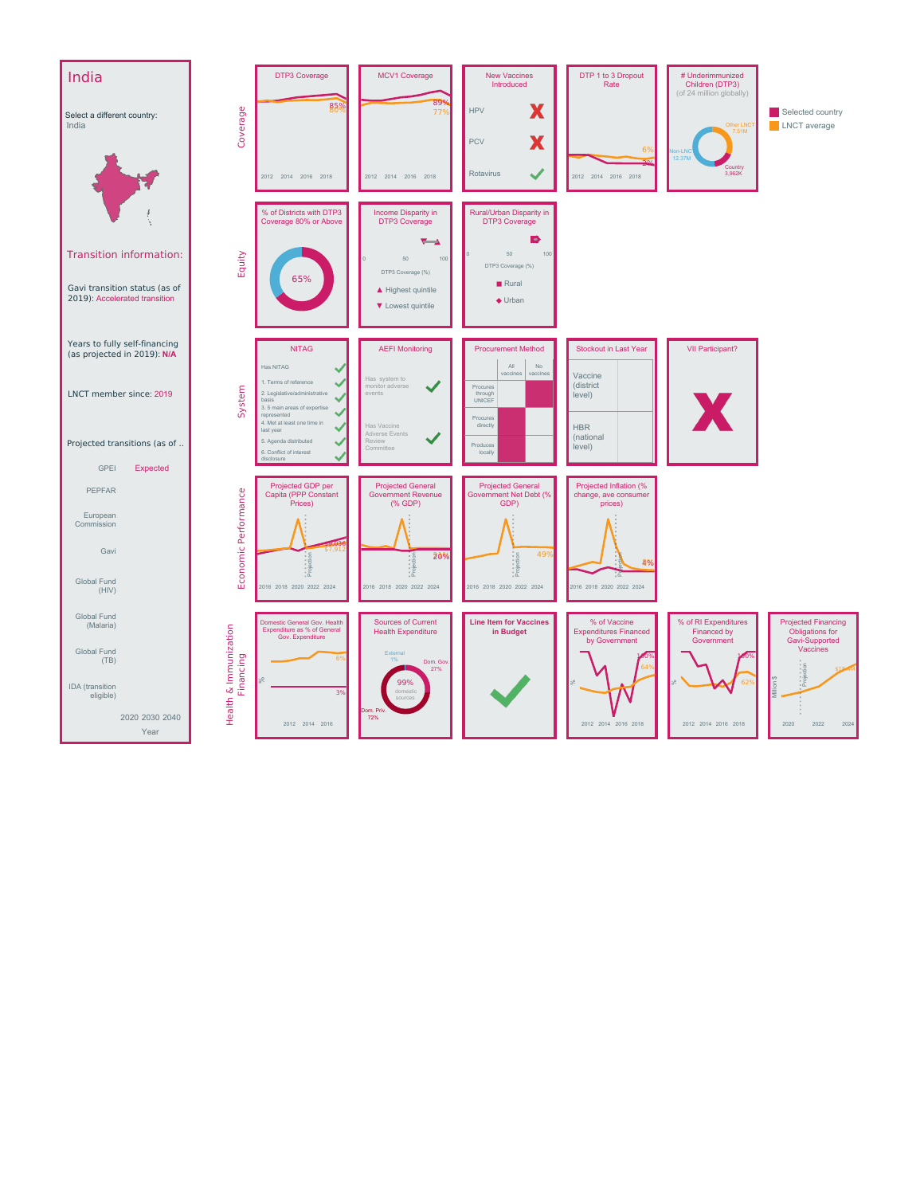# India

Select a different country:
India

## Transition information:

Gavi transition status (as of 2019): Accelerated transition

Years to fully self-financing (as projected in 2019): N/A

LNCT member since: 2019

Projected transitions (as of ..

| | 2020 2030 2040 |
|---|---|
| GPEI | Expected |
| PEPFAR | |
| European Commission | |
| Gavi | |
| Global Fund (HIV) | |
| Global Fund (Malaria) | |
| Global Fund (TB) | |
| IDA (transition eligible) | |
| | Year |

Selected country
LNCT average

## Coverage

**DTP3 Coverage**: 85%, 86% (2012–2018)

**MCV1 Coverage**: 89%, 77% (2012–2018)

**New Vaccines Introduced**

| Vaccine | Introduced |
|---|---|
| HPV | ✗ |
| PCV | ✗ |
| Rotavirus | ✓ |

**DTP 1 to 3 Dropout Rate**: 6%, 3% (2012–2018)

**# Underimmunized Children (DTP3)** (of 24 million globally): Other LNCT 7.51M; Non-LNCT 12.37M; Country 3,962K

## Equity

**% of Districts with DTP3 Coverage 80% or Above**: 65%

**Income Disparity in DTP3 Coverage** (DTP3 Coverage (%), 0–100): ▲ Highest quintile; ▼ Lowest quintile

**Rural/Urban Disparity in DTP3 Coverage** (DTP3 Coverage (%), 0–100): ■ Rural; ◆ Urban

## System

**NITAG**

- Has NITAG ✓
- 1. Terms of reference ✓
- 2. Legislative/administrative basis ✓
- 3. 5 main areas of expertise represented ✓
- 4. Met at least one time in last year ✓
- 5. Agenda distributed ✓
- 6. Conflict of interest disclosure ✓

**AEFI Monitoring**

- Has system to monitor adverse events ✓
- Has Vaccine Adverse Events Review Committee ✓

**Procurement Method**

| | All vaccines | No vaccines |
|---|---|---|
| Procures through UNICEF | | ■ |
| Procures directly | ■ | |
| Produces locally | ■ | |

**Stockout in Last Year**

- Vaccine (district level)
- HBR (national level)

**VII Participant?** ✗

## Economic Performance

**Projected GDP per Capita (PPP Constant Prices)**: $8,036, $7,912 (2016–2024, Projection)

**Projected General Government Revenue (% GDP)**: 21%, 20% (2016–2024, Projection)

**Projected General Government Net Debt (% GDP)**: 49% (2016–2024, Projection)

**Projected Inflation (% change, ave consumer prices)**: 4%, 4% (2016–2024, Projection)

## Health & Immunization Financing

**Domestic General Gov. Health Expenditure as % of General Gov. Expenditure**: 6%, 3% (2012–2016)

**Sources of Current Health Expenditure**: 99% domestic sources; External 1%; Dom. Gov. 27%; Dom. Priv. 72%

**Line Item for Vaccines in Budget** ✓

**% of Vaccine Expenditures Financed by Government**: 100%, 64% (2012–2018)

**% of RI Expenditures Financed by Government**: 100%, 62% (2012–2018)

**Projected Financing Obligations for Gavi-Supported Vaccines** (Million $): $15.4M (2020–2024, Projection)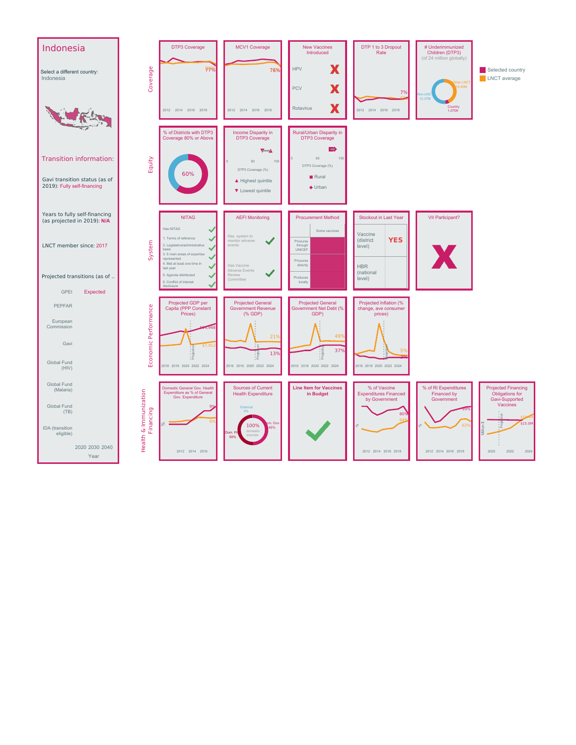# Indonesia

Select a different country:
Indonesia

## Transition information:

Gavi transition status (as of 2019): Fully self-financing

Years to fully self-financing (as projected in 2019): N/A

LNCT member since: 2017

Projected transitions (as of ..

| | |
|---|---|
| GPEI | Expected |
| PEPFAR | |
| European Commission | |
| Gavi | |
| Global Fund (HIV) | |
| Global Fund (Malaria) | |
| Global Fund (TB) | |
| IDA (transition eligible) | |

2020 2030 2040
Year

Selected country
LNCT average

## Coverage

**DTP3 Coverage**
80%
77%
2012 2014 2016 2018

**MCV1 Coverage**
76%
2012 2014 2016 2018

**New Vaccines Introduced**

| | |
|---|---|
| HPV | X |
| PCV | X |
| Rotavirus | X |

**DTP 1 to 3 Dropout Rate**
7%
6%
2012 2014 2016 2018

**# Underimmunized Children (DTP3)** (of 24 million globally)
Other LNCT 10.40M
Non-LNCT 12.37M
Country 1,070K

## Equity

**% of Districts with DTP3 Coverage 80% or Above**
60%

**Income Disparity in DTP3 Coverage**
0 50 100
DTP3 Coverage (%)
▲ Highest quintile
▼ Lowest quintile

**Rural/Urban Disparity in DTP3 Coverage**
0 50 100
DTP3 Coverage (%)
■ Rural
◆ Urban

## System

**NITAG**
Has NITAG ✓
1. Terms of reference ✓
2. Legislative/administrative basis ✓
3. 5 main areas of expertise represented ✓
4. Met at least one time in last year ✓
5. Agenda distributed ✓
6. Conflict of interest disclosure ✓

**AEFI Monitoring**
Has system to monitor adverse events ✓
Has Vaccine Adverse Events Review Committee ✓

**Procurement Method**

| | Some vaccines |
|---|---|
| Procures through UNICEF | ■ |
| Procures directly | ■ |
| Produces locally | ■ |

**Stockout in Last Year**

| | |
|---|---|
| Vaccine (district level) | YES |
| HBR (national level) | |

**VII Participant?**
X

## Economic Performance

**Projected GDP per Capita (PPP Constant Prices)**
$14,948
$7,912
Projection
2016 2018 2020 2022 2024

**Projected General Government Revenue (% GDP)**
21%
13%
Projection
2016 2018 2020 2022 2024

**Projected General Government Net Debt (% GDP)**
49%
37%
Projection
2016 2018 2020 2022 2024

**Projected Inflation (% change, ave consumer prices)**
5%
3%
Projection
2016 2018 2020 2022 2024

## Health & Immunization Financing

**Domestic General Gov. Health Expenditure as % of General Gov. Expenditure**
9%
6%
2012 2014 2016

**Sources of Current Health Expenditure**
External 0%
Dom. Gov. 48%
Dom. Pri. 50%
100% domestic sources

**Line Item for Vaccines in Budget**
✓

**% of Vaccine Expenditures Financed by Government**
80%
64%
2012 2014 2016 2018

**% of RI Expenditures Financed by Government**
99%
62%
2012 2014 2016 2018

**Projected Financing Obligations for Gavi-Supported Vaccines**
Million $
$15.6M
$15.0M
Projection
2020 2022 2024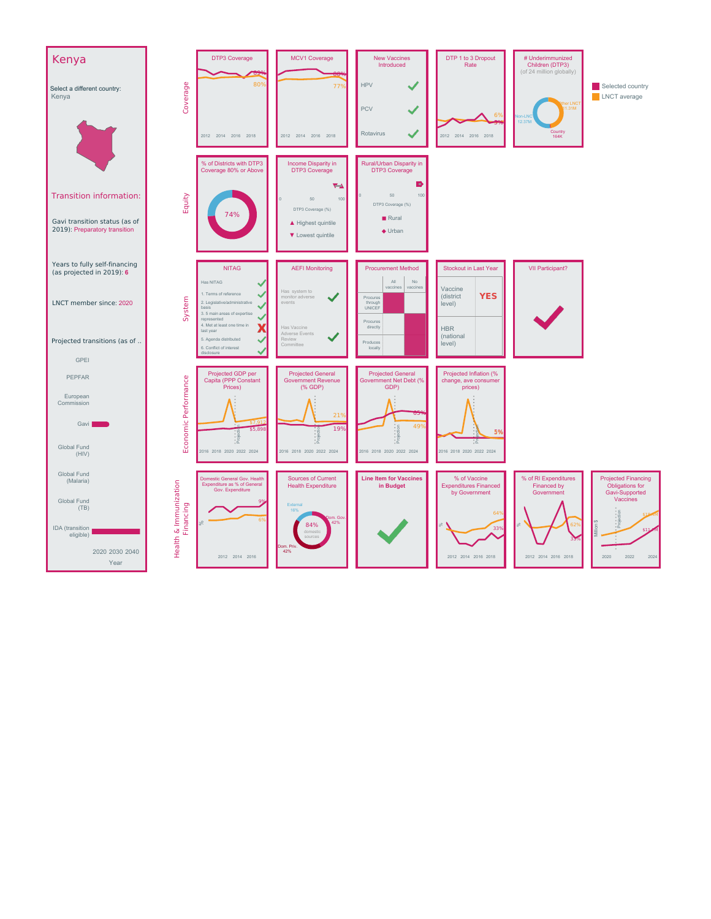# Kenya

Select a different country:
Kenya

## Transition information:

Gavi transition status (as of 2019): Preparatory transition

Years to fully self-financing (as projected in 2019): 6

LNCT member since: 2020

Projected transitions (as of ..

- GPEI
- PEPFAR
- European Commission
- Gavi
- Global Fund (HIV)
- Global Fund (Malaria)
- Global Fund (TB)
- IDA (transition eligible)

2020 2030 2040
Year

Selected country
LNCT average

## Coverage

**DTP3 Coverage** — 89%, 80% (2012–2018)

**MCV1 Coverage** — 89%, 77% (2012–2018)

**New Vaccines Introduced**
- HPV ✓
- PCV ✓
- Rotavirus ✓

**DTP 1 to 3 Dropout Rate** — 6%, 5% (2012–2018)

**# Underimmunized Children (DTP3)** (of 24 million globally)
- Other LNCT 11.31M
- Non-LNCT 12.37M
- Country 164K

## Equity

**% of Districts with DTP3 Coverage 80% or Above** — 74%

**Income Disparity in DTP3 Coverage**
DTP3 Coverage (%) 0–100
- ▲ Highest quintile
- ▼ Lowest quintile

**Rural/Urban Disparity in DTP3 Coverage**
DTP3 Coverage (%) 0–100
- ■ Rural
- ◆ Urban

## System

**NITAG**

| Criterion | |
|---|---|
| Has NITAG | ✓ |
| 1. Terms of reference | ✓ |
| 2. Legislative/administrative basis | ✓ |
| 3. 5 main areas of expertise represented | ✓ |
| 4. Met at least one time in last year | ✗ |
| 5. Agenda distributed | ✓ |
| 6. Conflict of interest disclosure | ✓ |

**AEFI Monitoring**

| | |
|---|---|
| Has system to monitor adverse events | ✓ |
| Has Vaccine Adverse Events Review Committee | ✓ |

**Procurement Method**

| | All vaccines | No vaccines |
|---|---|---|
| Procures through UNICEF | ■ | |
| Procures directly | | ■ |
| Produces locally | | ■ |

**Stockout in Last Year**

| | |
|---|---|
| Vaccine (district level) | YES |
| HBR (national level) | |

**VII Participant?** ✓

## Economic Performance

**Projected GDP per Capita (PPP Constant Prices)** — $7,912, $5,898 (2016–2024, Projection)

**Projected General Government Revenue (% GDP)** — 21%, 19% (2016–2024, Projection)

**Projected General Government Net Debt (% GDP)** — 65%, 49% (2016–2024, Projection)

**Projected Inflation (% change, ave consumer prices)** — 5% (2016–2024, Projection)

## Health & Immunization Financing

**Domestic General Gov. Health Expenditure as % of General Gov. Expenditure** — 9%, 6% (2012–2016)

**Sources of Current Health Expenditure**
- 84% domestic sources
- External 16%
- Dom. Gov. 42%
- Dom. Priv. 42%

**Line Item for Vaccines in Budget** ✓

**% of Vaccine Expenditures Financed by Government** — 64%, 33% (2012–2018)

**% of RI Expenditures Financed by Government** — 62%, 33% (2012–2018)

**Projected Financing Obligations for Gavi-Supported Vaccines** (Million $) — $15.4M, $11.7M (2020–2024, Projection)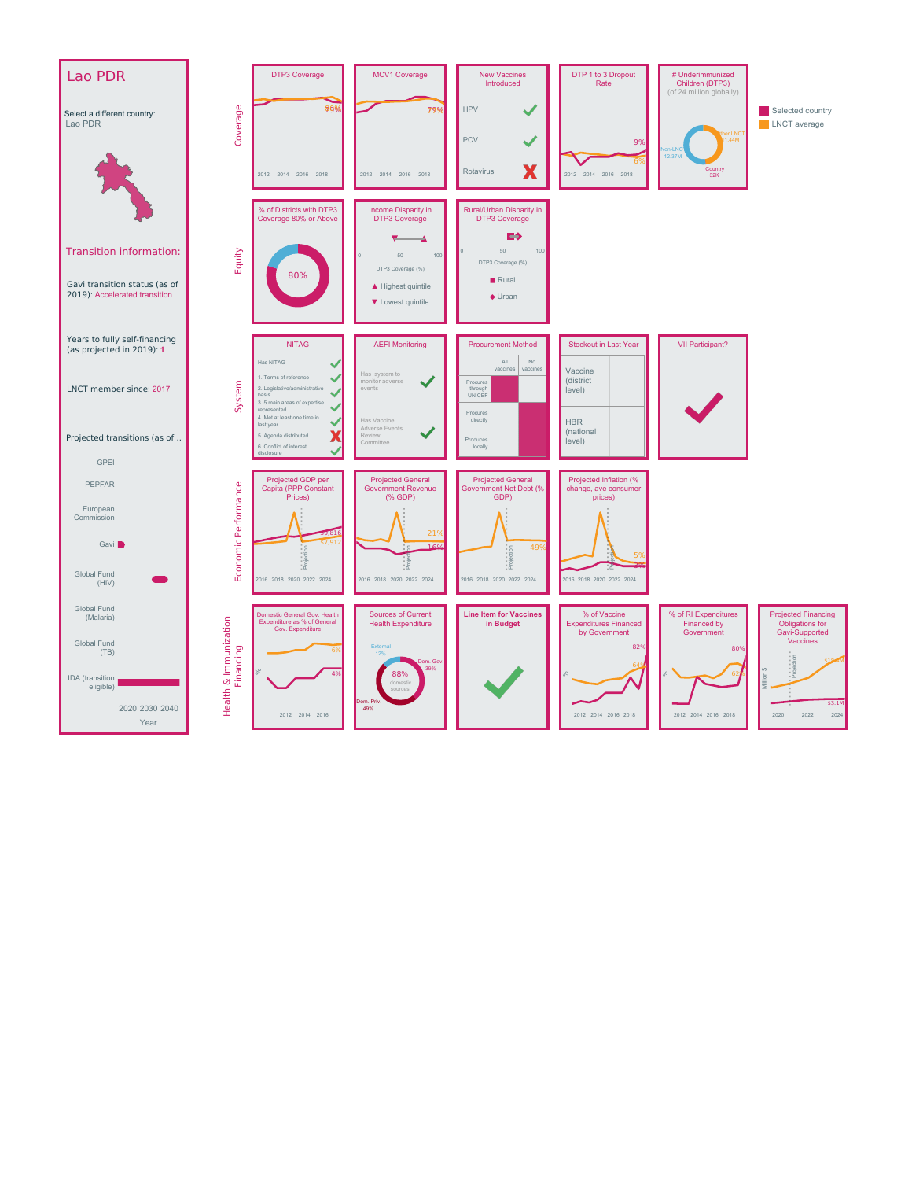# Lao PDR

Select a different country:
Lao PDR

Transition information:

Gavi transition status (as of 2019): Accelerated transition

Years to fully self-financing (as projected in 2019): 1

LNCT member since: 2017

Projected transitions (as of ..

GPEI

PEPFAR

European Commission

Gavi

Global Fund (HIV)

Global Fund (Malaria)

Global Fund (TB)

IDA (transition eligible)

2020 2030 2040
Year

Selected country
LNCT average

## Coverage

**DTP3 Coverage** — 79%, 79%

**MCV1 Coverage** — 79%

**New Vaccines Introduced**

| Vaccine | Introduced |
|---|---|
| HPV | ✓ |
| PCV | ✓ |
| Rotavirus | ✗ |

**DTP 1 to 3 Dropout Rate** — 9%, 6%

**# Underimmunized Children (DTP3)** (of 24 million globally) — Other LNCT 1.44M; Non-LNCT 12.37M; Country 32K

## Equity

**% of Districts with DTP3 Coverage 80% or Above** — 80%

**Income Disparity in DTP3 Coverage** — DTP3 Coverage (%); ▲ Highest quintile; ▼ Lowest quintile

**Rural/Urban Disparity in DTP3 Coverage** — DTP3 Coverage (%); ■ Rural; ◆ Urban

## System

**NITAG**

| Item | Status |
|---|---|
| Has NITAG | ✓ |
| 1. Terms of reference | ✓ |
| 2. Legislative/administrative basis | ✓ |
| 3. 5 main areas of expertise represented | ✓ |
| 4. Met at least one time in last year | ✓ |
| 5. Agenda distributed | ✗ |
| 6. Conflict of interest disclosure | ✓ |

**AEFI Monitoring**

| Item | Status |
|---|---|
| Has system to monitor adverse events | ✓ |
| Has Vaccine Adverse Events Review Committee | ✓ |

**Procurement Method**

| | All vaccines | No vaccines |
|---|---|---|
| Procures through UNICEF | ■ | |
| Procures directly | | ■ |
| Produces locally | | ■ |

**Stockout in Last Year** — Vaccine (district level); HBR (national level)

**VII Participant?** — ✓

## Economic Performance

**Projected GDP per Capita (PPP Constant Prices)** — $9,816; $7,912

**Projected General Government Revenue (% GDP)** — 21%; 16%

**Projected General Government Net Debt (% GDP)** — 49%

**Projected Inflation (% change, ave consumer prices)** — 5%; 2%

## Health & Immunization Financing

**Domestic General Gov. Health Expenditure as % of General Gov. Expenditure** — 6%; 4%

**Sources of Current Health Expenditure** — External 12%; Dom. Gov. 39%; Dom. Priv. 49%; 88% domestic sources

**Line Item for Vaccines in Budget** — ✓

**% of Vaccine Expenditures Financed by Government** — 82%; 64%

**% of RI Expenditures Financed by Government** — 80%; 62%

**Projected Financing Obligations for Gavi-Supported Vaccines** (Million $) — $15.4M; $3.1M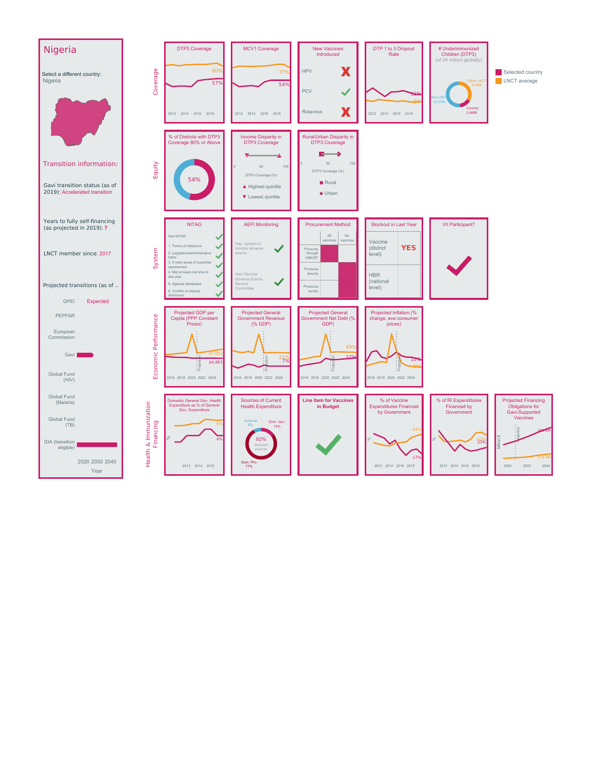# Nigeria

Select a different country:
Nigeria

Transition information:

Gavi transition status (as of 2019): Accelerated transition

Years to fully self-financing (as projected in 2019): 7

LNCT member since: 2017

Projected transitions (as of ..

| | |
|---|---|
| GPEI | Expected |
| PEPFAR | |
| European Commission | |
| Gavi | |
| Global Fund (HIV) | |
| Global Fund (Malaria) | |
| Global Fund (TB) | |
| IDA (transition eligible) | |

2020 2030 2040
Year

Selected country
LNCT average

## Coverage

**DTP3 Coverage**: 80%, 57% (2012–2018)

**MCV1 Coverage**: 77%, 54% (2012–2018)

**New Vaccines Introduced**

| Vaccine | Introduced |
|---|---|
| HPV | ✗ |
| PCV | ✓ |
| Rotavirus | ✗ |

**DTP 1 to 3 Dropout Rate**: 12%, 6% (2012–2018)

**# Underimmunized Children (DTP3)** (of 24 million globally)
Other LNCT 8.00M; Non-LNCT 12.37M; Country 3.468K

## Equity

**% of Districts with DTP3 Coverage 80% or Above**: 54%

**Income Disparity in DTP3 Coverage**
DTP3 Coverage (%) 0–100
▲ Highest quintile
▼ Lowest quintile

**Rural/Urban Disparity in DTP3 Coverage**
DTP3 Coverage (%) 0–100
■ Rural
◆ Urban

## System

**NITAG**

| Item | |
|---|---|
| Has NITAG | ✓ |
| 1. Terms of reference | ✓ |
| 2. Legislative/administrative basis | ✓ |
| 3. 5 main areas of expertise represented | ✓ |
| 4. Met at least one time in last year | ✓ |
| 5. Agenda distributed | ✓ |
| 6. Conflict of interest disclosure | ✓ |

**AEFI Monitoring**

| Item | |
|---|---|
| Has system to monitor adverse events | ✓ |
| Has Vaccine Adverse Events Review Committee | ✓ |

**Procurement Method**

| | All vaccines | No vaccines |
|---|---|---|
| Procures through UNICEF | ■ | |
| Procures directly | | ■ |
| Produces locally | | ■ |

**Stockout in Last Year**

| Level | |
|---|---|
| Vaccine (district level) | YES |
| HBR (national level) | |

**VII Participant?** ✓

## Economic Performance

**Projected GDP per Capita (PPP Constant Prices)**: $7,912, $4,863 (2016–2024, with projection)

**Projected General Government Revenue (% GDP)**: 21%, 7%

**Projected General Government Net Debt (% GDP)**: 49%, 37%

**Projected Inflation (% change, ave consumer prices)**: 10%, 5%

## Health & Immunization Financing

**Domestic General Gov. Health Expenditure as % of General Gov. Expenditure**: 6%, 4% (2012–2016)

**Sources of Current Health Expenditure**: 92% domestic sources; External 8%; Dom. Gov. 15%; Dom. Priv. 77%

**Line Item for Vaccines in Budget**: ✓

**% of Vaccine Expenditures Financed by Government**: 64%, 17% (2012–2018)

**% of RI Expenditures Financed by Government**: 62%, 33% (2012–2018)

**Projected Financing Obligations for Gavi-Supported Vaccines** (Million $): $87.6M, $18.4M (2020–2024)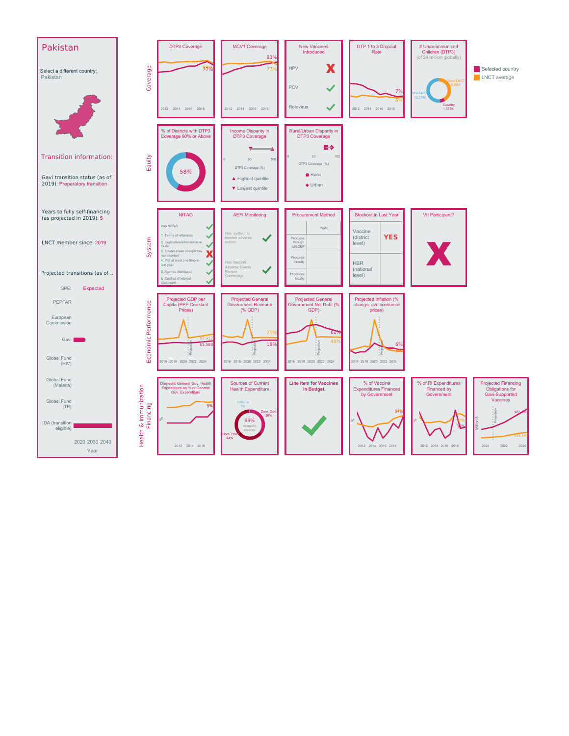# Pakistan

Select a different country:
Pakistan

## Transition information:

Gavi transition status (as of 2019): Preparatory transition

Years to fully self-financing (as projected in 2019): 5

LNCT member since: 2019

Projected transitions (as of ..

| | |
|---|---|
| GPEI | Expected |
| PEPFAR | |
| European Commission | |
| Gavi | |
| Global Fund (HIV) | |
| Global Fund (Malaria) | |
| Global Fund (TB) | |
| IDA (transition eligible) | |

2020 2030 2040
Year

Selected country
LNCT average

## Coverage

**DTP3 Coverage**
2012 2014 2016 2018
89%
77%

**MCV1 Coverage**
2012 2014 2016 2018
83%
77%

**New Vaccines Introduced**

| Vaccine | Introduced |
|---|---|
| HPV | ✗ |
| PCV | ✓ |
| Rotavirus | ✓ |

**DTP 1 to 3 Dropout Rate**
2012 2014 2016 2018
7%
6%

**# Underimmunized Children (DTP3)** (of 24 million globally)
Other LNCT 9.80M
Non-LNCT 12.37M
Country 1,577K

## Equity

**% of Districts with DTP3 Coverage 80% or Above**
58%

**Income Disparity in DTP3 Coverage**
0 50 100
DTP3 Coverage (%)
▲ Highest quintile
▼ Lowest quintile

**Rural/Urban Disparity in DTP3 Coverage**
0 50 100
DTP3 Coverage (%)
■ Rural
◆ Urban

## System

**NITAG**

| Item | Status |
|---|---|
| Has NITAG | ✓ |
| 1. Terms of reference | ✓ |
| 2. Legislative/administrative basis | ✓ |
| 3. 5 main areas of expertise represented | ✗ |
| 4. Met at least one time in last year | ✓ |
| 5. Agenda distributed | ✓ |
| 6. Conflict of interest disclosure | ✓ |

**AEFI Monitoring**

| Item | Status |
|---|---|
| Has system to monitor adverse events | ✓ |
| Has Vaccine Adverse Events Review Committee | ✓ |

**Procurement Method**

| | (N/A) |
|---|---|
| Procures through UNICEF | |
| Procures directly | |
| Produces locally | |

**Stockout in Last Year**

| | |
|---|---|
| Vaccine (district level) | YES |
| HBR (national level) | |

**VII Participant?**
✗

## Economic Performance

**Projected GDP per Capita (PPP Constant Prices)**
2016 2018 2020 2022 2024 (Projection)
$7,912
$5,580

**Projected General Government Revenue (% GDP)**
2016 2018 2020 2022 2024 (Projection)
21%
18%

**Projected General Government Net Debt (% GDP)**
2016 2018 2020 2022 2024 (Projection)
62%
49%

**Projected Inflation (% change, ave consumer prices)**
2016 2018 2020 2022 2024 (Projection)
6%
5%

## Health & Immunization Financing

**Domestic General Gov. Health Expenditure as % of General Gov. Expenditure**
2012 2014 2016
5%

**Sources of Current Health Expenditure**
99% domestic sources
External 1%
Dom. Gov. 36%
Dom. Priv. 64%

**Line Item for Vaccines in Budget**
✓

**% of Vaccine Expenditures Financed by Government**
2012 2014 2016 2018
64%

**% of RI Expenditures Financed by Government**
2012 2014 2016 2018
42%
36%

**Projected Financing Obligations for Gavi-Supported Vaccines**
Million $
2020 2022 2024 (Projection)
$65.4M
$15.4M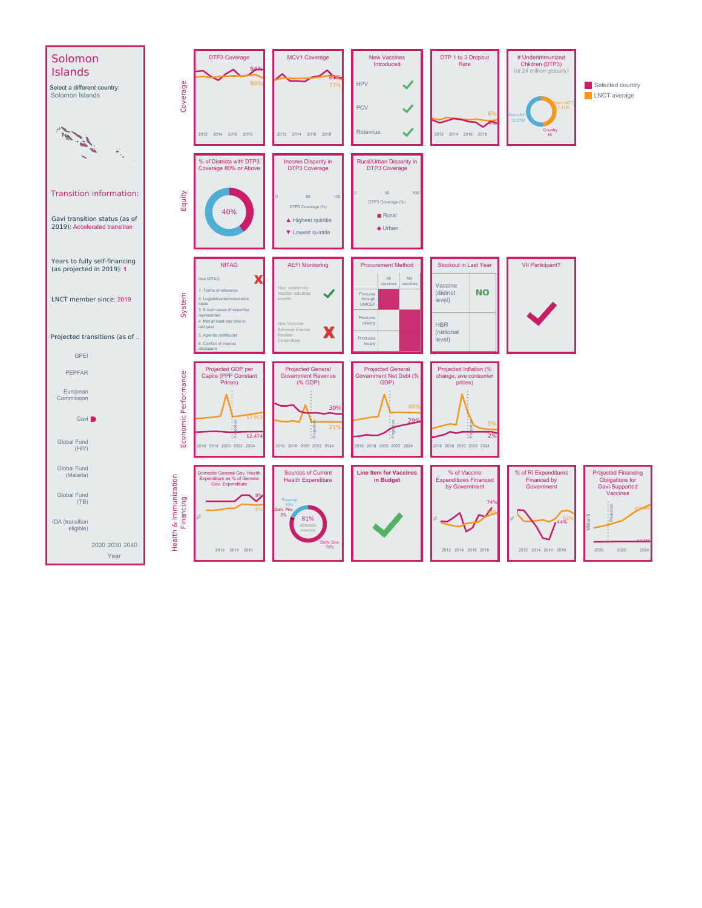# Solomon Islands

Select a different country:
Solomon Islands

## Transition information:

Gavi transition status (as of 2019): Accelerated transition

Years to fully self-financing (as projected in 2019): 1

LNCT member since: 2019

Projected transitions (as of ..

GPEI

PEPFAR

European Commission

Gavi

Global Fund (HIV)

Global Fund (Malaria)

Global Fund (TB)

IDA (transition eligible)

2020 2030 2040

Year

Selected country

LNCT average

## Coverage

**DTP3 Coverage**

94%

80%

2012 2014 2016 2018

**MCV1 Coverage**

81%

77%

2012 2014 2016 2018

**New Vaccines Introduced**

HPV ✓

PCV ✓

Rotavirus ✓

**DTP 1 to 3 Dropout Rate**

6%

4%

2012 2014 2016 2018

**# Underimmunized Children (DTP3)**
(of 24 million globally)

Other LNCT 1.47M

Non-LNCT 12.37M

Country 1K

## Equity

**% of Districts with DTP3 Coverage 80% or Above**

40%

**Income Disparity in DTP3 Coverage**

0 50 100

DTP3 Coverage (%)

▲ Highest quintile

▼ Lowest quintile

**Rural/Urban Disparity in DTP3 Coverage**

0 50 100

DTP3 Coverage (%)

■ Rural

◆ Urban

## System

**NITAG**

Has NITAG ✗

1. Terms of reference
2. Legislative/administrative basis
3. 5 main areas of expertise represented
4. Met at least one time in last year
5. Agenda distributed
6. Conflict of interest disclosure

**AEFI Monitoring**

Has system to monitor adverse events ✓

Has Vaccine Adverse Events Review Committee ✗

**Procurement Method**

| | All vaccines | No vaccines |
|---|---|---|
| Procures through UNICEF | ■ | |
| Procures directly | | ■ |
| Produces locally | | ■ |

**Stockout in Last Year**

| | |
|---|---|
| Vaccine (district level) | NO |
| HBR (national level) | |

**VII Participant?**

✓

## Economic Performance

**Projected GDP per Capita (PPP Constant Prices)**

$7,912

$2,474

2016 2018 2020 2022 2024

**Projected General Government Revenue (% GDP)**

30%

21%

2016 2018 2020 2022 2024

**Projected General Government Net Debt (% GDP)**

49%

29%

2016 2018 2020 2022 2024

**Projected Inflation (% change, ave consumer prices)**

5%

2%

2016 2018 2020 2022 2024

## Health & Immunization Financing

**Domestic General Gov. Health Expenditure as % of General Gov. Expenditure**

8%

6%

2012 2014 2016

**Sources of Current Health Expenditure**

External 19%

Dom. Priv. 2%

81% domestic sources

Dom. Gov. 79%

**Line Item for Vaccines in Budget**

✓

**% of Vaccine Expenditures Financed by Government**

74%

2012 2014 2016 2018

**% of RI Expenditures Financed by Government**

62%

44%

2012 2014 2016 2018

**Projected Financing Obligations for Gavi-Supported Vaccines**

Million $

2020 2022 2024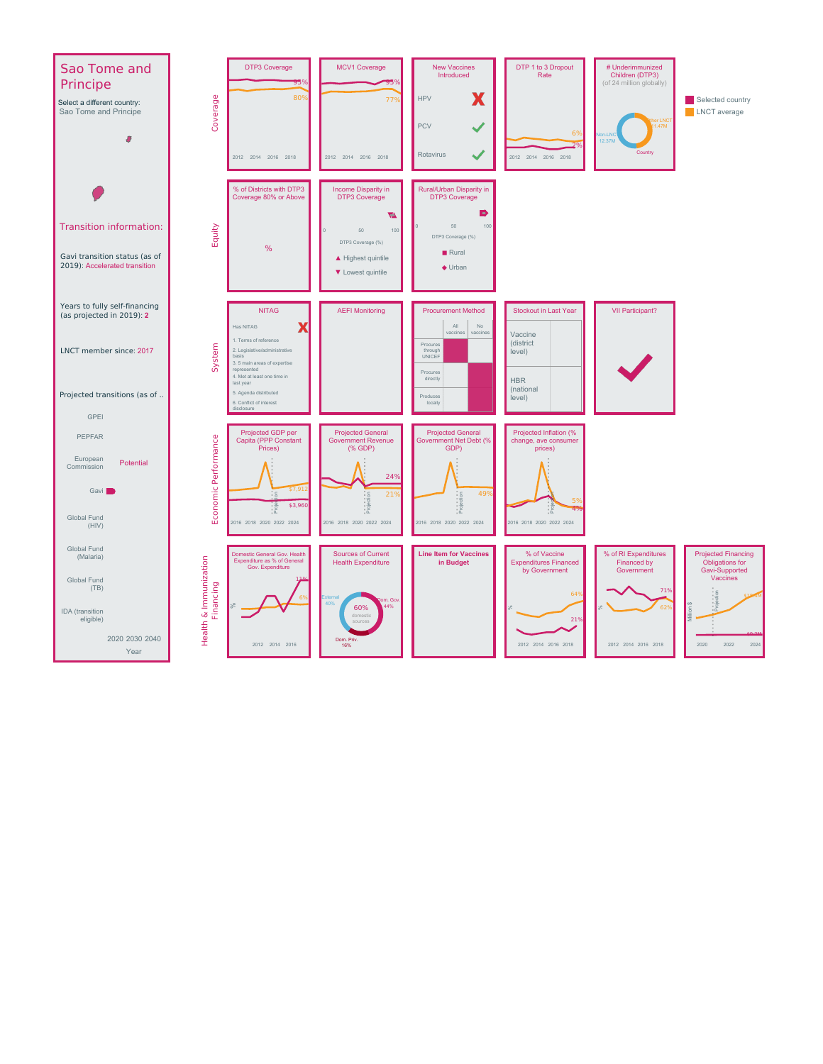# Sao Tome and Principe

Select a different country:
Sao Tome and Principe

## Transition information:

Gavi transition status (as of 2019): Accelerated transition

Years to fully self-financing (as projected in 2019): 2

LNCT member since: 2017

Projected transitions (as of ..

- GPEI
- PEPFAR
- European Commission: Potential
- Gavi
- Global Fund (HIV)
- Global Fund (Malaria)
- Global Fund (TB)
- IDA (transition eligible)

2020 2030 2040
Year

Legend: Selected country; LNCT average

## Coverage

**DTP3 Coverage**: 95% (selected country), 80% (LNCT average); 2012–2018

**MCV1 Coverage**: 95% (selected country), 77% (LNCT average); 2012–2018

**New Vaccines Introduced**

| Vaccine | Introduced |
|---|---|
| HPV | ✗ |
| PCV | ✓ |
| Rotavirus | ✓ |

**DTP 1 to 3 Dropout Rate**: 6% (LNCT average), 2% (selected country); 2012–2018

**# Underimmunized Children (DTP3)** (of 24 million globally): Other LNCT 1.47M; Non-LNCT 12.37M; Country

## Equity

**% of Districts with DTP3 Coverage 80% or Above**: %

**Income Disparity in DTP3 Coverage**: DTP3 Coverage (%) 0–100; ▲ Highest quintile; ▼ Lowest quintile

**Rural/Urban Disparity in DTP3 Coverage**: DTP3 Coverage (%) 0–100; ■ Rural; ◆ Urban

## System

**NITAG**

- Has NITAG ✗
- 1. Terms of reference
- 2. Legislative/administrative basis
- 3. 5 main areas of expertise represented
- 4. Met at least one time in last year
- 5. Agenda distributed
- 6. Conflict of interest disclosure

**AEFI Monitoring**

**Procurement Method**

| | All vaccines | No vaccines |
|---|---|---|
| Procures through UNICEF | ■ | |
| Procures directly | | ■ |
| Produces locally | | ■ |

**Stockout in Last Year**

- Vaccine (district level)
- HBR (national level)

**VII Participant?** ✓

## Economic Performance

**Projected GDP per Capita (PPP Constant Prices)**: $7,912 (LNCT average), $3,960 (selected country); 2016–2024, Projection

**Projected General Government Revenue (% GDP)**: 24% (selected country), 21% (LNCT average); 2016–2024, Projection

**Projected General Government Net Debt (% GDP)**: 49%; 2016–2024, Projection

**Projected Inflation (% change, ave consumer prices)**: 5%, 4%; 2016–2024, Projection

## Health & Immunization Financing

**Domestic General Gov. Health Expenditure as % of General Gov. Expenditure**: 11% (selected country), 6% (LNCT average); 2012–2016

**Sources of Current Health Expenditure**: 60% domestic sources; Dom. Gov. 44%; External 40%; Dom. Priv. 16%

**Line Item for Vaccines in Budget**

**% of Vaccine Expenditures Financed by Government**: 64% (LNCT average), 21% (selected country); 2012–2018

**% of RI Expenditures Financed by Government**: 71%, 62%; 2012–2018

**Projected Financing Obligations for Gavi-Supported Vaccines** (Million $): 2020–2024, Projection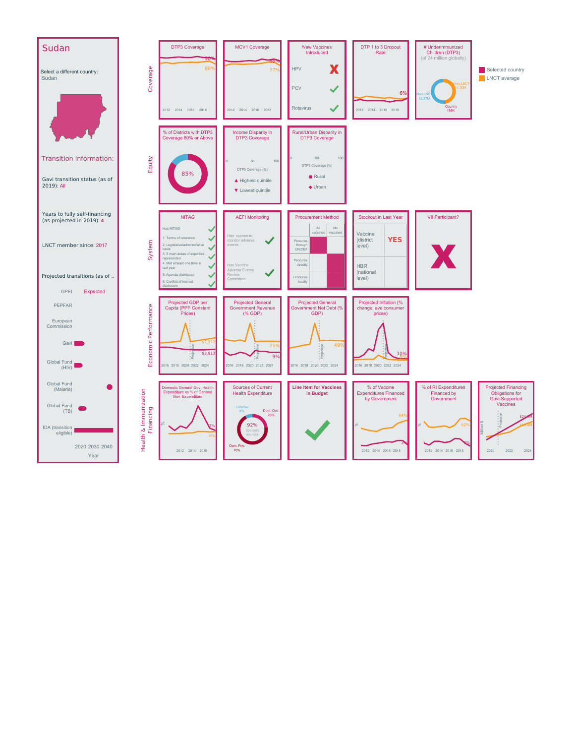# Sudan

Select a different country:
Sudan

## Transition information:

Gavi transition status (as of 2019): All

Years to fully self-financing (as projected in 2019): 4

LNCT member since: 2017

Projected transitions (as of ..

- GPEI: Expected
- PEPFAR
- European Commission
- Gavi
- Global Fund (HIV)
- Global Fund (Malaria)
- Global Fund (TB)
- IDA (transition eligible)

2020 2030 2040
Year

- Selected country
- LNCT average

## Coverage

**DTP3 Coverage**: 90% (selected country), 80% (LNCT average). 2012 2014 2016 2018

**MCV1 Coverage**: 86% (selected country), 77% (LNCT average). 2012 2014 2016 2018

**New Vaccines Introduced**

| Vaccine | Introduced |
|---|---|
| HPV | ✗ |
| PCV | ✓ |
| Rotavirus | ✓ |

**DTP 1 to 3 Dropout Rate**: 6%. 2012 2014 2016 2018

**# Underimmunized Children (DTP3)** (of 24 million globally): Other LNCT 11.30M; Non-LNCT 12.37M; Country 168K

## Equity

**% of Districts with DTP3 Coverage 80% or Above**: 85%

**Income Disparity in DTP3 Coverage**: DTP3 Coverage (%) 0 50 100; ▲ Highest quintile; ▼ Lowest quintile

**Rural/Urban Disparity in DTP3 Coverage**: DTP3 Coverage (%) 0 50 100; ■ Rural; ◆ Urban

## System

**NITAG**

| Criterion | Status |
|---|---|
| Has NITAG | ✓ |
| 1. Terms of reference | ✓ |
| 2. Legislative/administrative basis | ✓ |
| 3. 5 main areas of expertise represented | ✓ |
| 4. Met at least one time in last year | ✓ |
| 5. Agenda distributed | ✓ |
| 6. Conflict of interest disclosure | ✓ |

**AEFI Monitoring**

| Criterion | Status |
|---|---|
| Has system to monitor adverse events | ✓ |
| Has Vaccine Adverse Events Review Committee | ✓ |

**Procurement Method**

| | All vaccines | No vaccines |
|---|---|---|
| Procures through UNICEF | ■ | |
| Procures directly | | ■ |
| Produces locally | | ■ |

**Stockout in Last Year**

| Level | Stockout |
|---|---|
| Vaccine (district level) | YES |
| HBR (national level) | |

**VII Participant?** ✗

## Economic Performance

**Projected GDP per Capita (PPP Constant Prices)**: $7,912 (LNCT average), $3,913 (selected country). 2016 2018 2020 2022 2024 (Projection)

**Projected General Government Revenue (% GDP)**: 21% (LNCT average), 9% (selected country). 2016 2018 2020 2022 2024 (Projection)

**Projected General Government Net Debt (% GDP)**: 49%. 2016 2018 2020 2022 2024 (Projection)

**Projected Inflation (% change, ave consumer prices)**: 10%. 2016 2018 2020 2022 2024 (Projection)

## Health & Immunization Financing

**Domestic General Gov. Health Expenditure as % of General Gov. Expenditure**: 7% (selected country), 6% (LNCT average). 2012 2014 2016

**Sources of Current Health Expenditure**: 92% domestic sources; External 8%; Dom. Gov. 23%; Dom. Priv. 70%

**Line Item for Vaccines in Budget**: ✓

**% of Vaccine Expenditures Financed by Government**: 64% (LNCT average), 2% (selected country). 2012 2014 2016 2018

**% of RI Expenditures Financed by Government**: 62% (LNCT average), 0% (selected country). 2012 2014 2016 2018

**Projected Financing Obligations for Gavi-Supported Vaccines** (Million $): $24.4M, $22.8M. 2020 2022 2024 (Projection)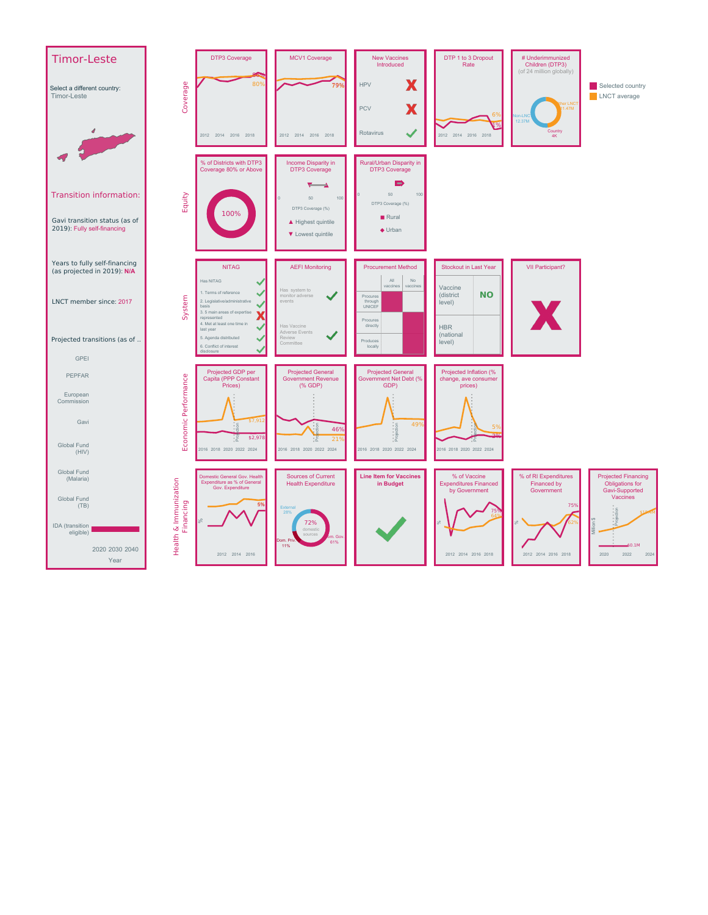# Timor-Leste

Select a different country:
Timor-Leste

## Transition information:

Gavi transition status (as of 2019): Fully self-financing

Years to fully self-financing (as projected in 2019): N/A

LNCT member since: 2017

Projected transitions (as of ..

GPEI

PEPFAR

European Commission

Gavi

Global Fund (HIV)

Global Fund (Malaria)

Global Fund (TB)

IDA (transition eligible)

2020 2030 2040

Year

- Selected country
- LNCT average

## Coverage

**DTP3 Coverage**: 86%, 80% (2012–2018)

**MCV1 Coverage**: 79% (2012–2018)

**New Vaccines Introduced**

| Vaccine | Introduced |
|---|---|
| HPV | ✗ |
| PCV | ✗ |
| Rotavirus | ✓ |

**DTP 1 to 3 Dropout Rate**: 6%, 1% (2012–2018)

**# Underimmunized Children (DTP3)** (of 24 million globally)

Other LNCT 1.47M; Non-LNCT 12.37M; Country 4K

## Equity

**% of Districts with DTP3 Coverage 80% or Above**: 100%

**Income Disparity in DTP3 Coverage**

DTP3 Coverage (%) 0 50 100

▲ Highest quintile
▼ Lowest quintile

**Rural/Urban Disparity in DTP3 Coverage**

DTP3 Coverage (%) 0 50 100

■ Rural
◆ Urban

## System

**NITAG**

| Item | Status |
|---|---|
| Has NITAG | ✓ |
| 1. Terms of reference | ✓ |
| 2. Legislative/administrative basis | ✓ |
| 3. 5 main areas of expertise represented | ✗ |
| 4. Met at least one time in last year | ✓ |
| 5. Agenda distributed | ✓ |
| 6. Conflict of interest disclosure | ✓ |

**AEFI Monitoring**

| Item | Status |
|---|---|
| Has system to monitor adverse events | ✓ |
| Has Vaccine Adverse Events Review Committee | ✓ |

**Procurement Method**

| | All vaccines | No vaccines |
|---|---|---|
| Procures through UNICEF | ■ | |
| Procures directly | | ■ |
| Produces locally | | ■ |

**Stockout in Last Year**

| Level | Stockout |
|---|---|
| Vaccine (district level) | NO |
| HBR (national level) | |

**VII Participant?** ✗

## Economic Performance

**Projected GDP per Capita (PPP Constant Prices)**: $7,912, $2,978 (2016–2024, with projection)

**Projected General Government Revenue (% GDP)**: 46%, 21% (2016–2024, with projection)

**Projected General Government Net Debt (% GDP)**: 49% (2016–2024, with projection)

**Projected Inflation (% change, ave consumer prices)**: 5%, 3% (2016–2024, with projection)

## Health & Immunization Financing

**Domestic General Gov. Health Expenditure as % of General Gov. Expenditure**: 5% (2012–2016)

**Sources of Current Health Expenditure**: 72% domestic sources; External 28%; Dom. Priv. 11%; Dom. Gov. 61%

**Line Item for Vaccines in Budget**: ✓

**% of Vaccine Expenditures Financed by Government**: 75%, 64% (2012–2018)

**% of RI Expenditures Financed by Government**: 75%, 62% (2012–2018)

**Projected Financing Obligations for Gavi-Supported Vaccines** (Million $): $0.1M (2020–2024, with projection)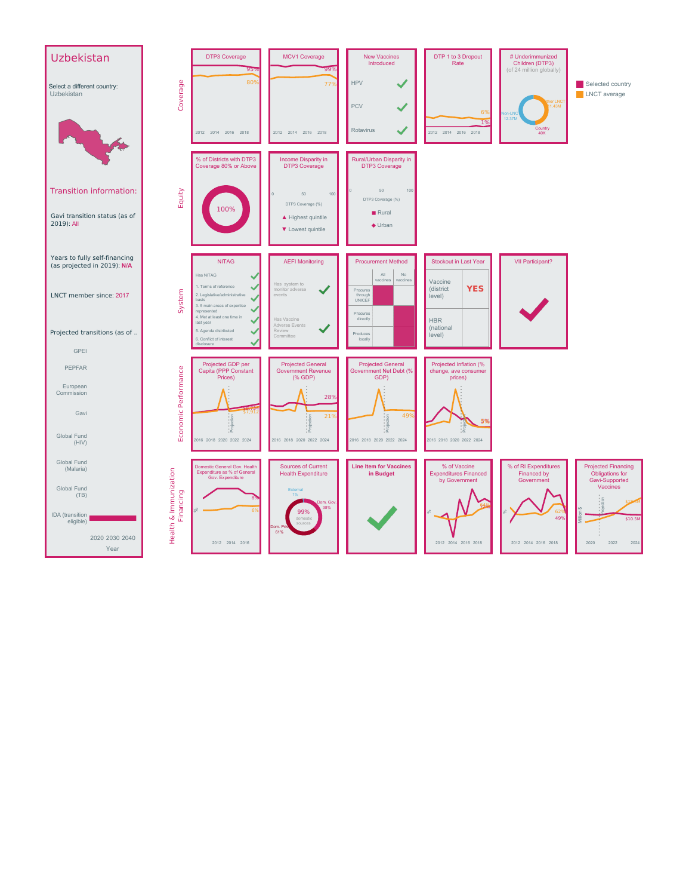# Uzbekistan

Select a different country:
Uzbekistan

## Transition information:

Gavi transition status (as of 2019): All

Years to fully self-financing (as projected in 2019): N/A

LNCT member since: 2017

Projected transitions (as of ..

GPEI

PEPFAR

European Commission

Gavi

Global Fund (HIV)

Global Fund (Malaria)

Global Fund (TB)

IDA (transition eligible)

2020 2030 2040
Year

Selected country
LNCT average

## Coverage

**DTP3 Coverage**: 95%, 80% (2012–2018)

**MCV1 Coverage**: 99%, 77% (2012–2018)

**New Vaccines Introduced**

- HPV ✓
- PCV ✓
- Rotavirus ✓

**DTP 1 to 3 Dropout Rate**: 6%, 1% (2012–2018)

**# Underimmunized Children (DTP3)** (of 24 million globally)

- Other LNCT 11.43M
- Non-LNCT 12.37M
- Country 40K

## Equity

**% of Districts with DTP3 Coverage 80% or Above**: 100%

**Income Disparity in DTP3 Coverage**

DTP3 Coverage (%) 0 50 100

- ▲ Highest quintile
- ▼ Lowest quintile

**Rural/Urban Disparity in DTP3 Coverage**

DTP3 Coverage (%) 0 50 100

- ■ Rural
- ◆ Urban

## System

**NITAG**

- Has NITAG ✓
- 1. Terms of reference ✓
- 2. Legislative/administrative basis ✓
- 3. 5 main areas of expertise represented ✓
- 4. Met at least one time in last year ✓
- 5. Agenda distributed ✓
- 6. Conflict of interest disclosure ✓

**AEFI Monitoring**

- Has system to monitor adverse events ✓
- Has Vaccine Adverse Events Review Committee ✓

**Procurement Method**

| | All vaccines | No vaccines |
|---|---|---|
| Procures through UNICEF | ■ | |
| Procures directly | | ■ |
| Produces locally | | ■ |

**Stockout in Last Year**

| Vaccine (district level) | YES |
|---|---|
| HBR (national level) | |

**VII Participant?** ✓

## Economic Performance

**Projected GDP per Capita (PPP Constant Prices)**: $8,794, $7,912 (2016–2024, Projection)

**Projected General Government Revenue (% GDP)**: 28%, 21% (2016–2024, Projection)

**Projected General Government Net Debt (% GDP)**: 49% (2016–2024, Projection)

**Projected Inflation (% change, ave consumer prices)**: 5% (2016–2024, Projection)

## Health & Immunization Financing

**Domestic General Gov. Health Expenditure as % of General Gov. Expenditure**: 8%, 6% (2012–2016)

**Sources of Current Health Expenditure**

- External 1%
- Dom. Gov. 38%
- Dom. Pri. 61%
- 99% domestic sources

**Line Item for Vaccines in Budget** ✓

**% of Vaccine Expenditures Financed by Government**: 71% (2012–2018)

**% of RI Expenditures Financed by Government**: 62%, 49% (2012–2018)

**Projected Financing Obligations for Gavi-Supported Vaccines** (Million $): $10.5M (2020–2024, Projection)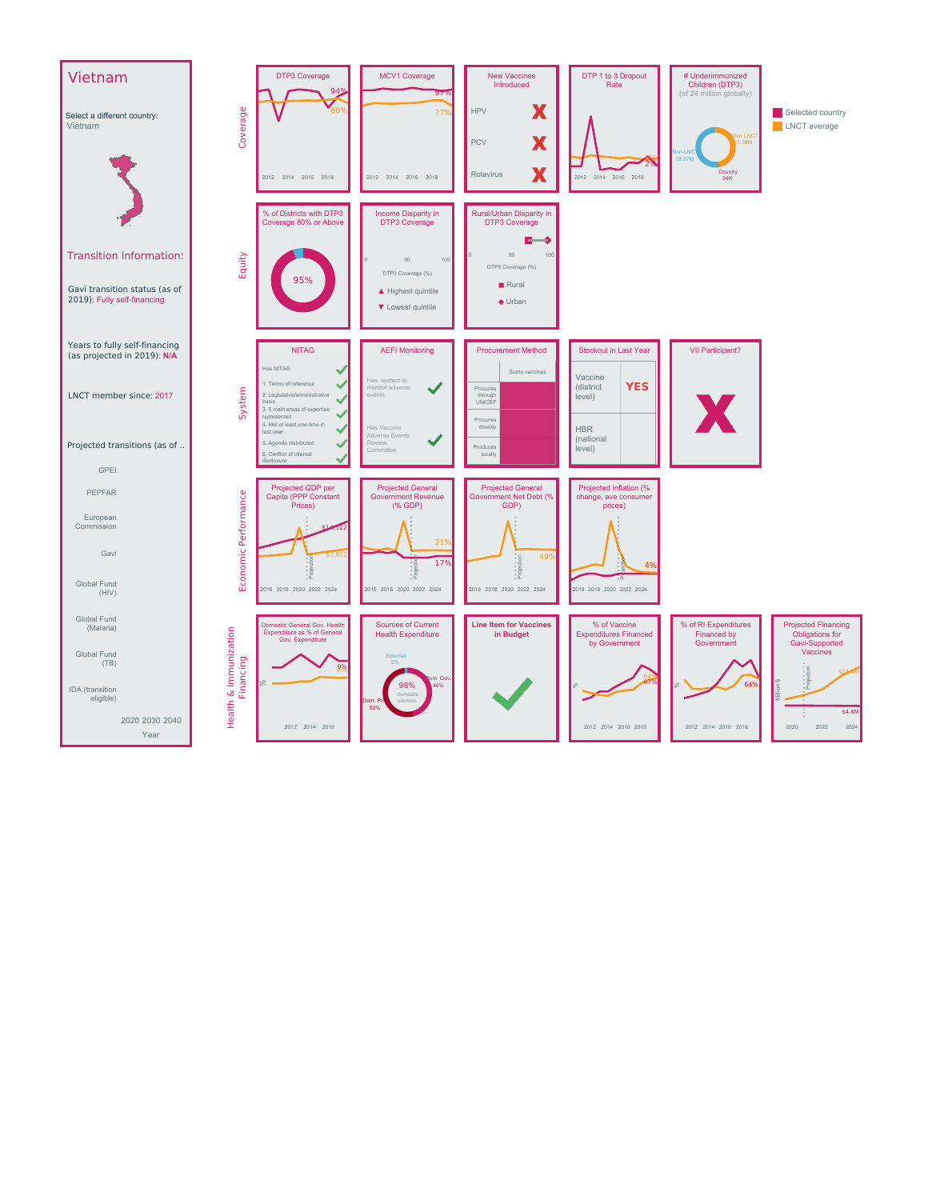# Vietnam

Select a different country:
Vietnam

## Transition information:

Gavi transition status (as of 2019): Fully self-financing

Years to fully self-financing (as projected in 2019): N/A

LNCT member since: 2017

Projected transitions (as of ..

GPEI

PEPFAR

European Commission

Gavi

Global Fund (HIV)

Global Fund (Malaria)

Global Fund (TB)

IDA (transition eligible)

2020 2030 2040

Year

Selected country

LNCT average

## Coverage

**DTP3 Coverage**

94%
80%
2012 2014 2016 2018

**MCV1 Coverage**

97%
77%
2012 2014 2016 2018

**New Vaccines Introduced**

HPV X
PCV X
Rotavirus X

**DTP 1 to 3 Dropout Rate**

2%
2012 2014 2016 2018

**# Underimmunized Children (DTP3)** (of 24 million globally)

Other LNCT 1.38M
Non-LNCT 12.37M
Country 94K

## Equity

**% of Districts with DTP3 Coverage 80% or Above**

95%

**Income Disparity in DTP3 Coverage**

0 50 100
DTP3 Coverage (%)
▲ Highest quintile
▼ Lowest quintile

**Rural/Urban Disparity in DTP3 Coverage**

0 50 100
DTP3 Coverage (%)
■ Rural
◆ Urban

## System

**NITAG**

Has NITAG ✓
1. Terms of reference ✓
2. Legislative/administrative basis ✓
3. 5 main areas of expertise represented ✓
4. Met at least one time in last year ✓
5. Agenda distributed ✓
6. Conflict of interest disclosure ✓

**AEFI Monitoring**

Has system to monitor adverse events ✓
Has Vaccine Adverse Events Review Committee ✓

**Procurement Method**

Some vaccines
Procures through UNICEF
Procures directly
Produces locally

**Stockout in Last Year**

Vaccine (district level) YES
HBR (national level)

**VII Participant?**

X

## Economic Performance

**Projected GDP per Capita (PPP Constant Prices)**

$14,312
$7,912
Projection
2016 2018 2020 2022 2024

**Projected General Government Revenue (% GDP)**

21%
17%
Projection
2016 2018 2020 2022 2024

**Projected General Government Net Debt (% GDP)**

49%
Projection
2016 2018 2020 2022 2024

**Projected Inflation (% change, ave consumer prices)**

4%
4%
Projection
2016 2018 2020 2022 2024

## Health & Immunization Financing

**Domestic General Gov. Health Expenditure as % of General Gov. Expenditure**

9%
%
2012 2014 2016

**Sources of Current Health Expenditure**

External 2%
Dom. Gov. 46%
Dom. Pr. 53%
98% domestic sources

**Line Item for Vaccines in Budget**

✓

**% of Vaccine Expenditures Financed by Government**

64%
67%
%
2012 2014 2016 2018

**% of RI Expenditures Financed by Government**

64%
%
2012 2014 2016 2018

**Projected Financing Obligations for Gavi-Supported Vaccines**

$1..M
$4.8M
Million $
Projection
2020 2022 2024